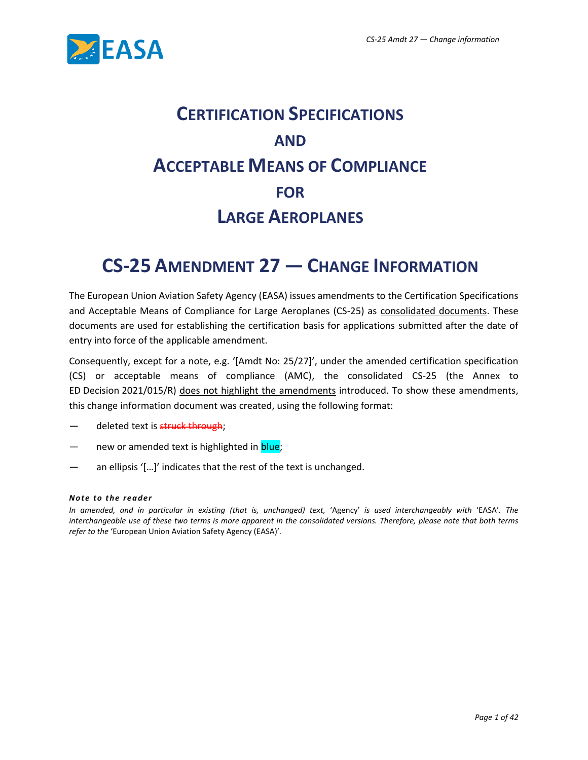# CERTIFICATION SPECIFICATIONS AND ACCEPTABLE MEANS OF COMPLIANCE FOR LARGE AEROPLANES

# CS-25 AMENDMENT 27 — CHANGE INFORMATION

The European Union Aviation Safety Agency (EASA) issues amendments to the Certification Specifications and Acceptable Means of Compliance for Large Aeroplanes (CS-25) as consolidated documents. These documents are used for establishing the certification basis for applications submitted after the date of entry into force of the applicable amendment.

Consequently, except for a note, e.g. '[Amdt No: 25/27]', under the amended certification specification (CS) or acceptable means of compliance (AMC), the consolidated CS-25 (the Annex to ED Decision 2021/015/R) does not highlight the amendments introduced. To show these amendments, this change information document was created, using the following format:

— deleted text is ~~struck through~~;

— new or amended text is highlighted in blue;

— an ellipsis '[…]' indicates that the rest of the text is unchanged.

***Note to the reader***

*In amended, and in particular in existing (that is, unchanged) text,* 'Agency' *is used interchangeably with* 'EASA'. *The interchangeable use of these two terms is more apparent in the consolidated versions. Therefore, please note that both terms refer to the* 'European Union Aviation Safety Agency (EASA)'.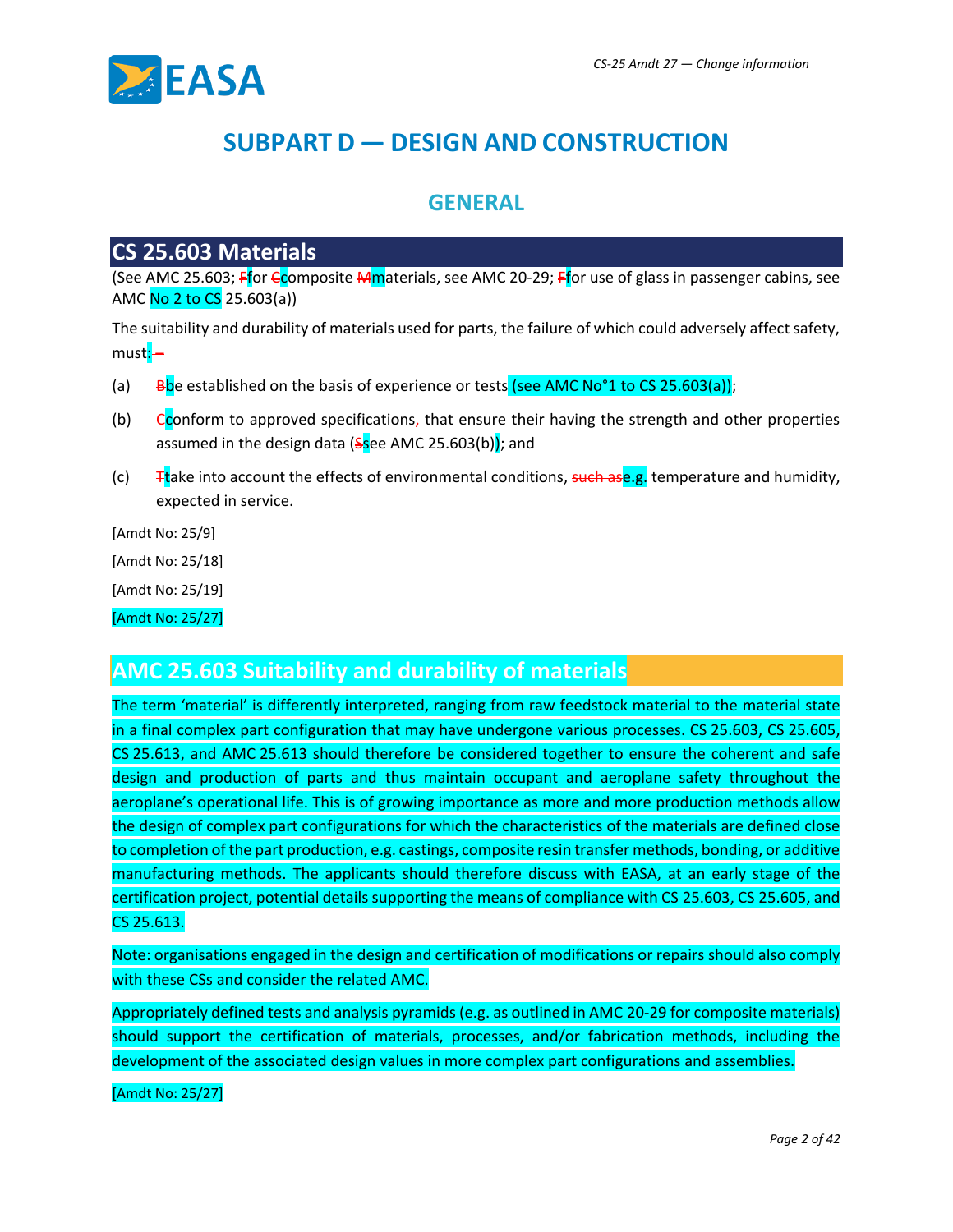# SUBPART D — DESIGN AND CONSTRUCTION

## GENERAL

### CS 25.603 Materials

(See AMC 25.603; ~~F~~for ~~C~~composite ~~M~~materials, see AMC 20-29; ~~F~~for use of glass in passenger cabins, see AMC No 2 to CS 25.603(a))

The suitability and durability of materials used for parts, the failure of which could adversely affect safety, must: ~~–~~

(a) ~~B~~be established on the basis of experience or tests (see AMC No°1 to CS 25.603(a));

(b) ~~C~~conform to approved specifications~~,~~ that ensure their having the strength and other properties assumed in the design data (~~S~~see AMC 25.603(b)); and

(c) ~~T~~take into account the effects of environmental conditions, ~~such as~~e.g. temperature and humidity, expected in service.

[Amdt No: 25/9]

[Amdt No: 25/18]

[Amdt No: 25/19]

[Amdt No: 25/27]

### AMC 25.603 Suitability and durability of materials

The term 'material' is differently interpreted, ranging from raw feedstock material to the material state in a final complex part configuration that may have undergone various processes. CS 25.603, CS 25.605, CS 25.613, and AMC 25.613 should therefore be considered together to ensure the coherent and safe design and production of parts and thus maintain occupant and aeroplane safety throughout the aeroplane's operational life. This is of growing importance as more and more production methods allow the design of complex part configurations for which the characteristics of the materials are defined close to completion of the part production, e.g. castings, composite resin transfer methods, bonding, or additive manufacturing methods. The applicants should therefore discuss with EASA, at an early stage of the certification project, potential details supporting the means of compliance with CS 25.603, CS 25.605, and CS 25.613.

Note: organisations engaged in the design and certification of modifications or repairs should also comply with these CSs and consider the related AMC.

Appropriately defined tests and analysis pyramids (e.g. as outlined in AMC 20-29 for composite materials) should support the certification of materials, processes, and/or fabrication methods, including the development of the associated design values in more complex part configurations and assemblies.

[Amdt No: 25/27]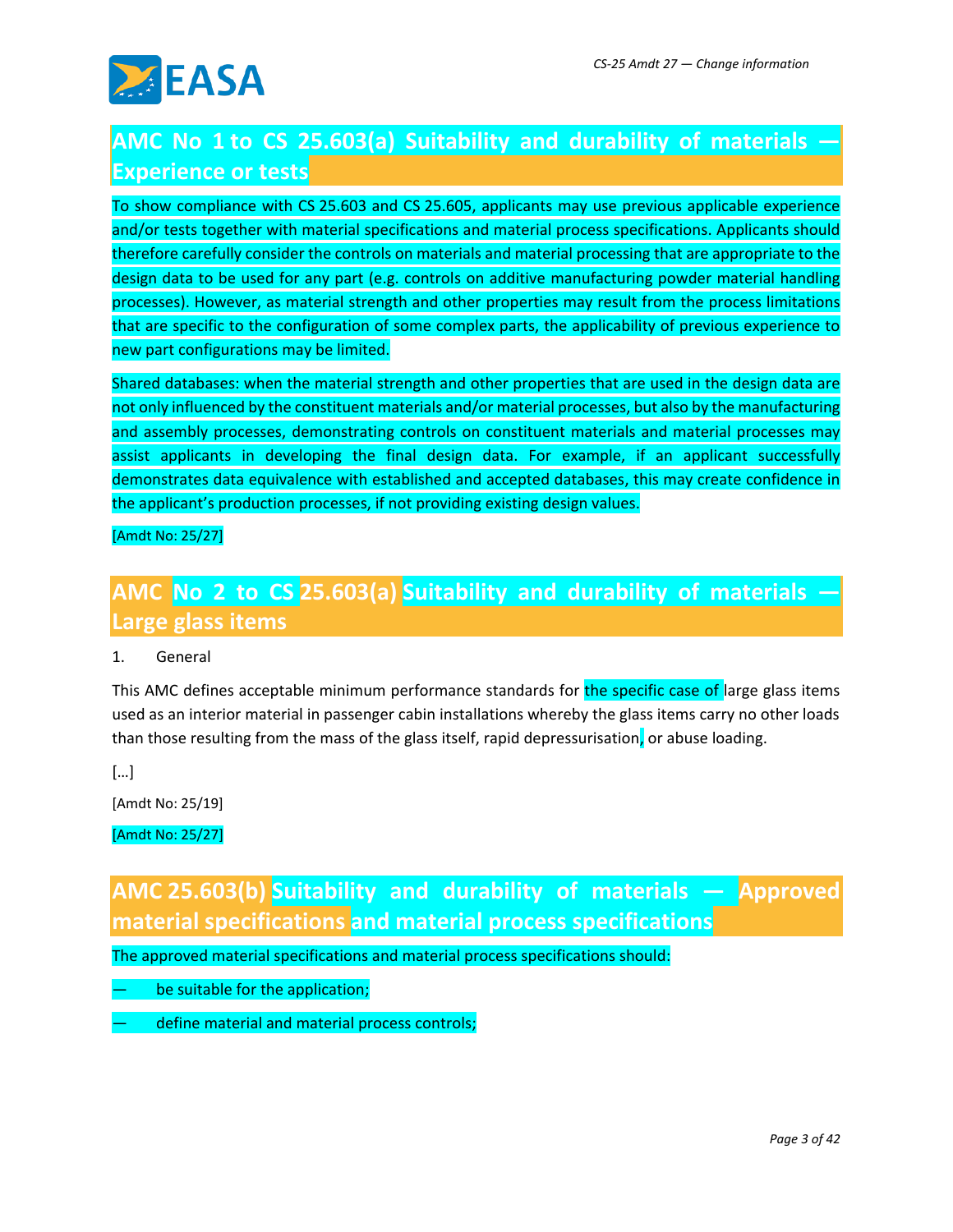## AMC No 1 to CS 25.603(a) Suitability and durability of materials — Experience or tests

To show compliance with CS 25.603 and CS 25.605, applicants may use previous applicable experience and/or tests together with material specifications and material process specifications. Applicants should therefore carefully consider the controls on materials and material processing that are appropriate to the design data to be used for any part (e.g. controls on additive manufacturing powder material handling processes). However, as material strength and other properties may result from the process limitations that are specific to the configuration of some complex parts, the applicability of previous experience to new part configurations may be limited.

Shared databases: when the material strength and other properties that are used in the design data are not only influenced by the constituent materials and/or material processes, but also by the manufacturing and assembly processes, demonstrating controls on constituent materials and material processes may assist applicants in developing the final design data. For example, if an applicant successfully demonstrates data equivalence with established and accepted databases, this may create confidence in the applicant's production processes, if not providing existing design values.

[Amdt No: 25/27]

## AMC No 2 to CS 25.603(a) Suitability and durability of materials — Large glass items

1. General

This AMC defines acceptable minimum performance standards for the specific case of large glass items used as an interior material in passenger cabin installations whereby the glass items carry no other loads than those resulting from the mass of the glass itself, rapid depressurisation, or abuse loading.

[…]

[Amdt No: 25/19]

[Amdt No: 25/27]

## AMC 25.603(b) Suitability and durability of materials — Approved material specifications and material process specifications

The approved material specifications and material process specifications should:

— be suitable for the application;

— define material and material process controls;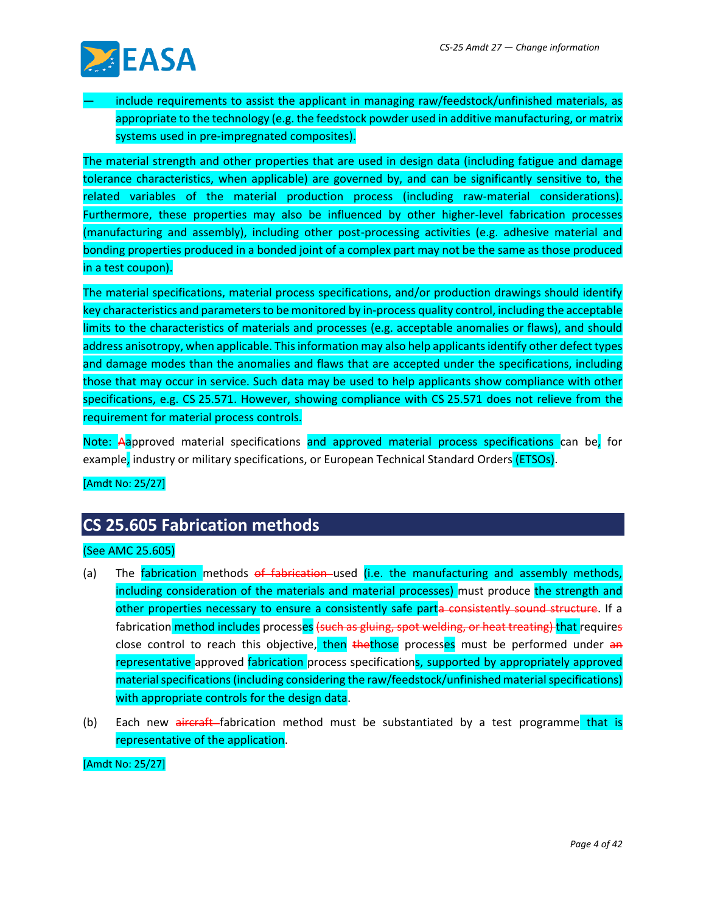— include requirements to assist the applicant in managing raw/feedstock/unfinished materials, as appropriate to the technology (e.g. the feedstock powder used in additive manufacturing, or matrix systems used in pre-impregnated composites).

The material strength and other properties that are used in design data (including fatigue and damage tolerance characteristics, when applicable) are governed by, and can be significantly sensitive to, the related variables of the material production process (including raw-material considerations). Furthermore, these properties may also be influenced by other higher-level fabrication processes (manufacturing and assembly), including other post-processing activities (e.g. adhesive material and bonding properties produced in a bonded joint of a complex part may not be the same as those produced in a test coupon).

The material specifications, material process specifications, and/or production drawings should identify key characteristics and parameters to be monitored by in-process quality control, including the acceptable limits to the characteristics of materials and processes (e.g. acceptable anomalies or flaws), and should address anisotropy, when applicable. This information may also help applicants identify other defect types and damage modes than the anomalies and flaws that are accepted under the specifications, including those that may occur in service. Such data may be used to help applicants show compliance with other specifications, e.g. CS 25.571. However, showing compliance with CS 25.571 does not relieve from the requirement for material process controls.

Note: ~~A~~approved material specifications and approved material process specifications can be, for example, industry or military specifications, or European Technical Standard Orders (ETSOs).

[Amdt No: 25/27]

## CS 25.605 Fabrication methods

(See AMC 25.605)

(a) The fabrication methods ~~of fabrication~~ used (i.e. the manufacturing and assembly methods, including consideration of the materials and material processes) must produce the strength and other properties necessary to ensure a consistently safe part~~a consistently sound structure~~. If a fabrication method includes processes ~~(such as gluing, spot welding, or heat treating)~~ that require~~s~~ close control to reach this objective, then ~~the~~those processes must be performed under ~~an~~ representative approved fabrication process specifications, supported by appropriately approved material specifications (including considering the raw/feedstock/unfinished material specifications) with appropriate controls for the design data.

(b) Each new ~~aircraft~~ fabrication method must be substantiated by a test programme that is representative of the application.

[Amdt No: 25/27]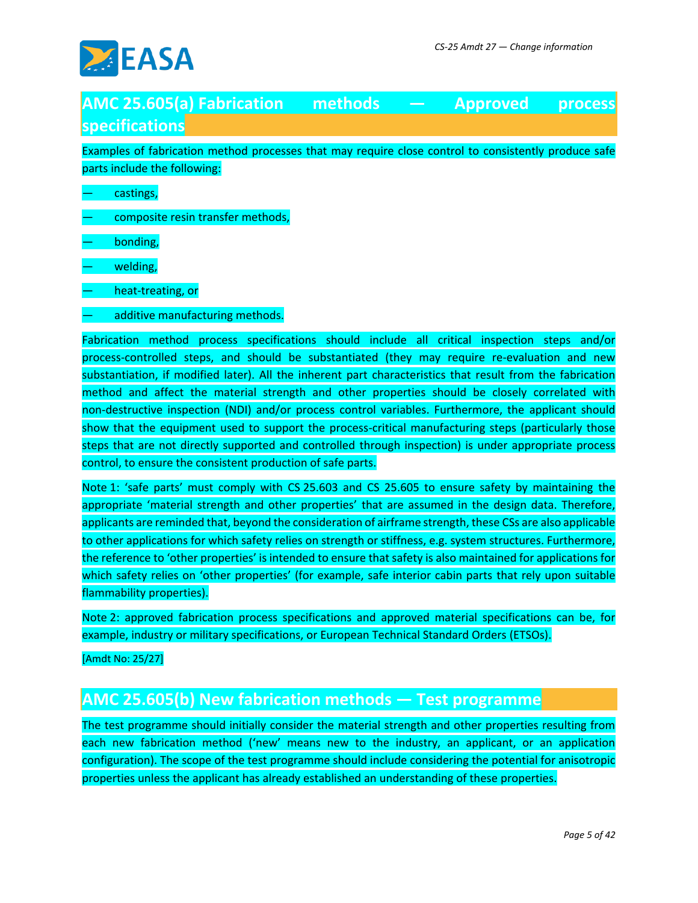## AMC 25.605(a) Fabrication methods — Approved process specifications

Examples of fabrication method processes that may require close control to consistently produce safe parts include the following:

— castings,

— composite resin transfer methods,

— bonding,

— welding,

— heat-treating, or

— additive manufacturing methods.

Fabrication method process specifications should include all critical inspection steps and/or process-controlled steps, and should be substantiated (they may require re-evaluation and new substantiation, if modified later). All the inherent part characteristics that result from the fabrication method and affect the material strength and other properties should be closely correlated with non-destructive inspection (NDI) and/or process control variables. Furthermore, the applicant should show that the equipment used to support the process-critical manufacturing steps (particularly those steps that are not directly supported and controlled through inspection) is under appropriate process control, to ensure the consistent production of safe parts.

Note 1: 'safe parts' must comply with CS 25.603 and CS 25.605 to ensure safety by maintaining the appropriate 'material strength and other properties' that are assumed in the design data. Therefore, applicants are reminded that, beyond the consideration of airframe strength, these CSs are also applicable to other applications for which safety relies on strength or stiffness, e.g. system structures. Furthermore, the reference to 'other properties' is intended to ensure that safety is also maintained for applications for which safety relies on 'other properties' (for example, safe interior cabin parts that rely upon suitable flammability properties).

Note 2: approved fabrication process specifications and approved material specifications can be, for example, industry or military specifications, or European Technical Standard Orders (ETSOs).

[Amdt No: 25/27]

## AMC 25.605(b) New fabrication methods — Test programme

The test programme should initially consider the material strength and other properties resulting from each new fabrication method ('new' means new to the industry, an applicant, or an application configuration). The scope of the test programme should include considering the potential for anisotropic properties unless the applicant has already established an understanding of these properties.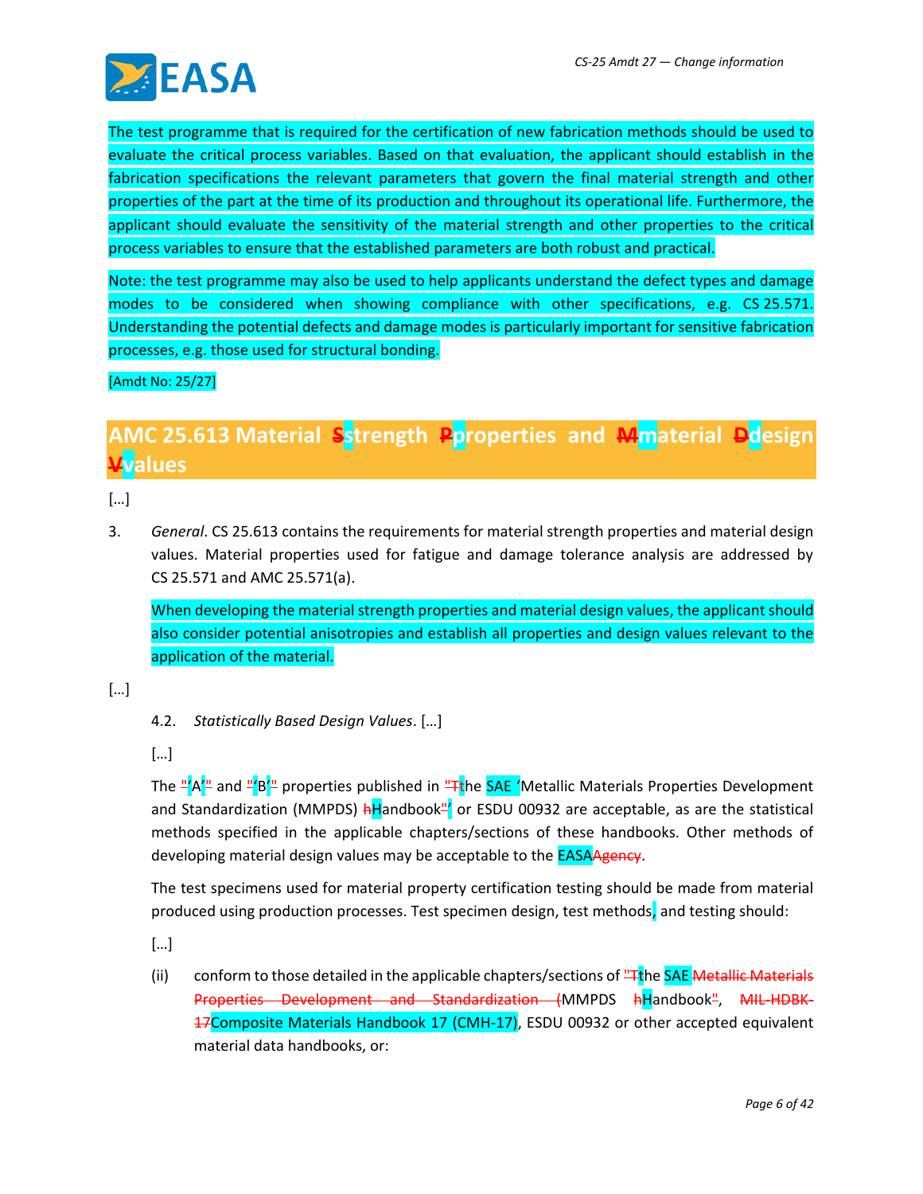The test programme that is required for the certification of new fabrication methods should be used to evaluate the critical process variables. Based on that evaluation, the applicant should establish in the fabrication specifications the relevant parameters that govern the final material strength and other properties of the part at the time of its production and throughout its operational life. Furthermore, the applicant should evaluate the sensitivity of the material strength and other properties to the critical process variables to ensure that the established parameters are both robust and practical.

Note: the test programme may also be used to help applicants understand the defect types and damage modes to be considered when showing compliance with other specifications, e.g. CS 25.571. Understanding the potential defects and damage modes is particularly important for sensitive fabrication processes, e.g. those used for structural bonding.

[Amdt No: 25/27]

## AMC 25.613 Material ~~S~~strength ~~P~~properties and ~~M~~material ~~D~~design ~~V~~values

[…]

3. *General*. CS 25.613 contains the requirements for material strength properties and material design values. Material properties used for fatigue and damage tolerance analysis are addressed by CS 25.571 and AMC 25.571(a).

   When developing the material strength properties and material design values, the applicant should also consider potential anisotropies and establish all properties and design values relevant to the application of the material.

[…]

4.2. *Statistically Based Design Values*. […]

[…]

The ~~"~~'A'~~"~~ and ~~"~~'B'~~"~~ properties published in ~~"T~~the SAE 'Metallic Materials Properties Development and Standardization (MMPDS) ~~h~~Handbook~~"~~' or ESDU 00932 are acceptable, as are the statistical methods specified in the applicable chapters/sections of these handbooks. Other methods of developing material design values may be acceptable to the EASA~~Agency~~.

The test specimens used for material property certification testing should be made from material produced using production processes. Test specimen design, test methods, and testing should:

[…]

(ii) conform to those detailed in the applicable chapters/sections of ~~"T~~the SAE ~~Metallic Materials Properties Development and Standardization (~~MMPDS ~~h~~Handbook~~"~~, ~~MIL-HDBK-17~~Composite Materials Handbook 17 (CMH-17), ESDU 00932 or other accepted equivalent material data handbooks, or: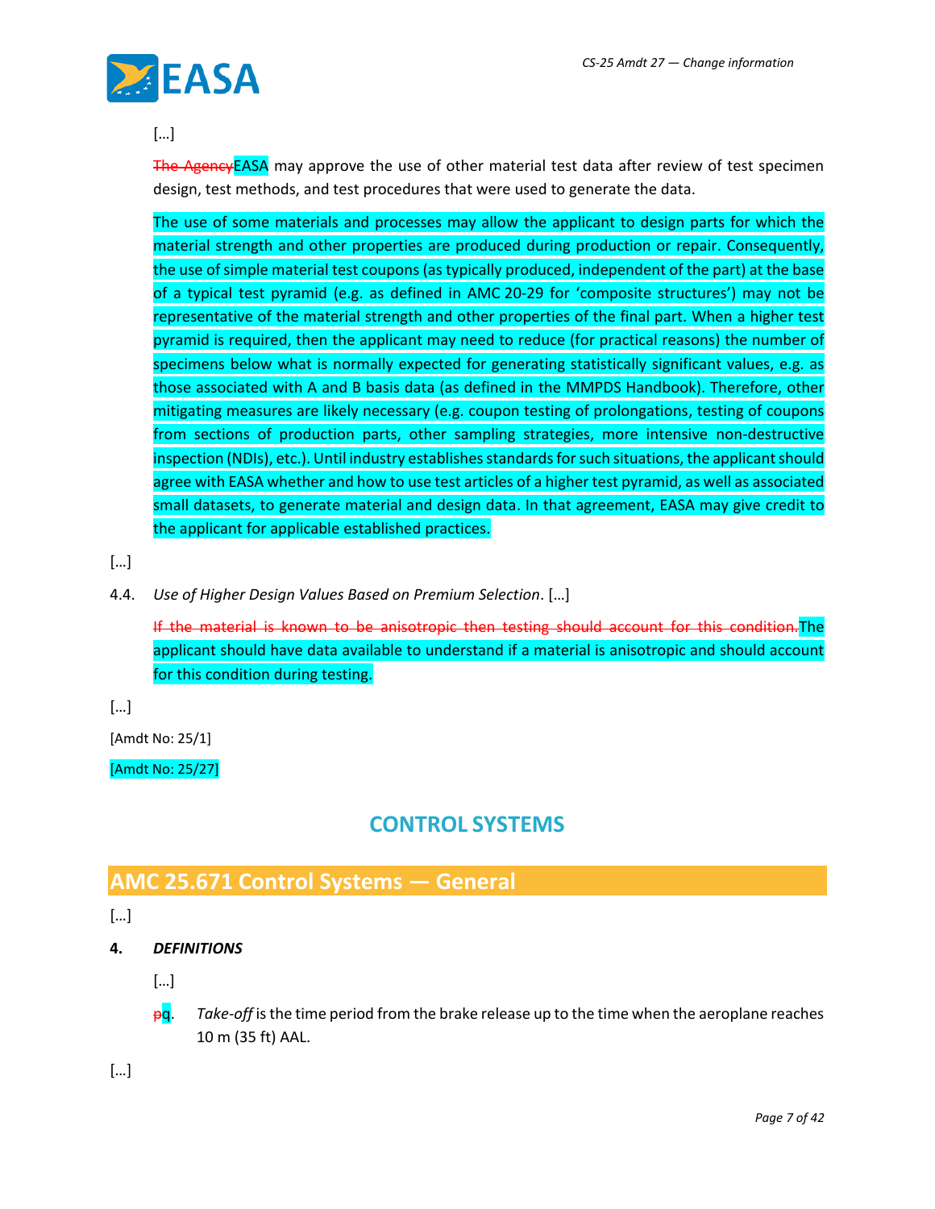[…]

~~The Agency~~EASA may approve the use of other material test data after review of test specimen design, test methods, and test procedures that were used to generate the data.

The use of some materials and processes may allow the applicant to design parts for which the material strength and other properties are produced during production or repair. Consequently, the use of simple material test coupons (as typically produced, independent of the part) at the base of a typical test pyramid (e.g. as defined in AMC 20-29 for 'composite structures') may not be representative of the material strength and other properties of the final part. When a higher test pyramid is required, then the applicant may need to reduce (for practical reasons) the number of specimens below what is normally expected for generating statistically significant values, e.g. as those associated with A and B basis data (as defined in the MMPDS Handbook). Therefore, other mitigating measures are likely necessary (e.g. coupon testing of prolongations, testing of coupons from sections of production parts, other sampling strategies, more intensive non-destructive inspection (NDIs), etc.). Until industry establishes standards for such situations, the applicant should agree with EASA whether and how to use test articles of a higher test pyramid, as well as associated small datasets, to generate material and design data. In that agreement, EASA may give credit to the applicant for applicable established practices.

[…]

4.4. *Use of Higher Design Values Based on Premium Selection*. […]

~~If the material is known to be anisotropic then testing should account for this condition.~~The applicant should have data available to understand if a material is anisotropic and should account for this condition during testing.

[…]

[Amdt No: 25/1]

[Amdt No: 25/27]

## CONTROL SYSTEMS

## AMC 25.671 Control Systems — General

[…]

**4.** ***DEFINITIONS***

[…]

~~p~~q. *Take-off* is the time period from the brake release up to the time when the aeroplane reaches 10 m (35 ft) AAL.

[…]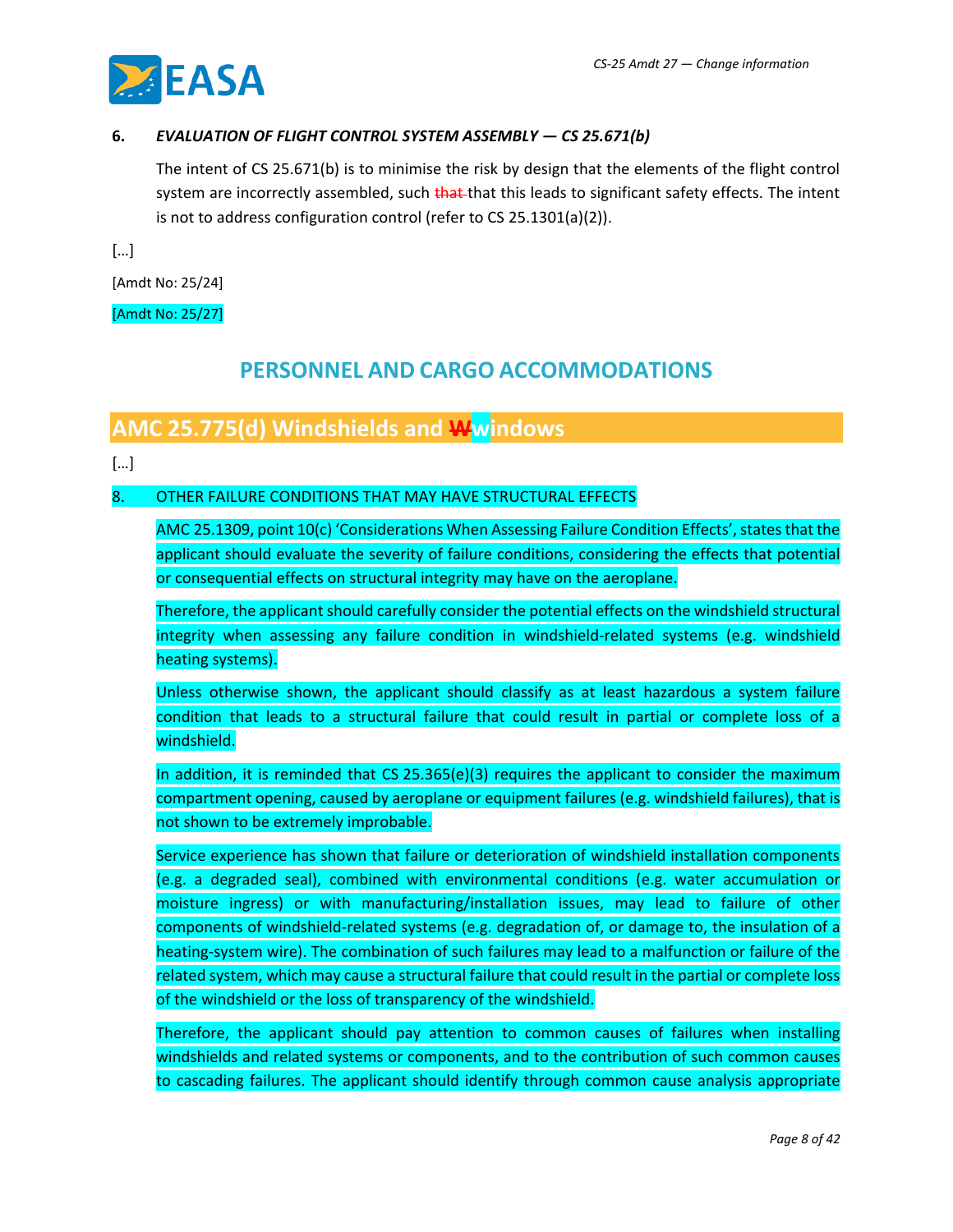### 6. *EVALUATION OF FLIGHT CONTROL SYSTEM ASSEMBLY — CS 25.671(b)*

The intent of CS 25.671(b) is to minimise the risk by design that the elements of the flight control system are incorrectly assembled, such ~~that~~ that this leads to significant safety effects. The intent is not to address configuration control (refer to CS 25.1301(a)(2)).

[…]

[Amdt No: 25/24]

[Amdt No: 25/27]

# PERSONNEL AND CARGO ACCOMMODATIONS

## AMC 25.775(d) Windshields and ~~W~~windows

[…]

8. OTHER FAILURE CONDITIONS THAT MAY HAVE STRUCTURAL EFFECTS

AMC 25.1309, point 10(c) 'Considerations When Assessing Failure Condition Effects', states that the applicant should evaluate the severity of failure conditions, considering the effects that potential or consequential effects on structural integrity may have on the aeroplane.

Therefore, the applicant should carefully consider the potential effects on the windshield structural integrity when assessing any failure condition in windshield-related systems (e.g. windshield heating systems).

Unless otherwise shown, the applicant should classify as at least hazardous a system failure condition that leads to a structural failure that could result in partial or complete loss of a windshield.

In addition, it is reminded that CS 25.365(e)(3) requires the applicant to consider the maximum compartment opening, caused by aeroplane or equipment failures (e.g. windshield failures), that is not shown to be extremely improbable.

Service experience has shown that failure or deterioration of windshield installation components (e.g. a degraded seal), combined with environmental conditions (e.g. water accumulation or moisture ingress) or with manufacturing/installation issues, may lead to failure of other components of windshield-related systems (e.g. degradation of, or damage to, the insulation of a heating-system wire). The combination of such failures may lead to a malfunction or failure of the related system, which may cause a structural failure that could result in the partial or complete loss of the windshield or the loss of transparency of the windshield.

Therefore, the applicant should pay attention to common causes of failures when installing windshields and related systems or components, and to the contribution of such common causes to cascading failures. The applicant should identify through common cause analysis appropriate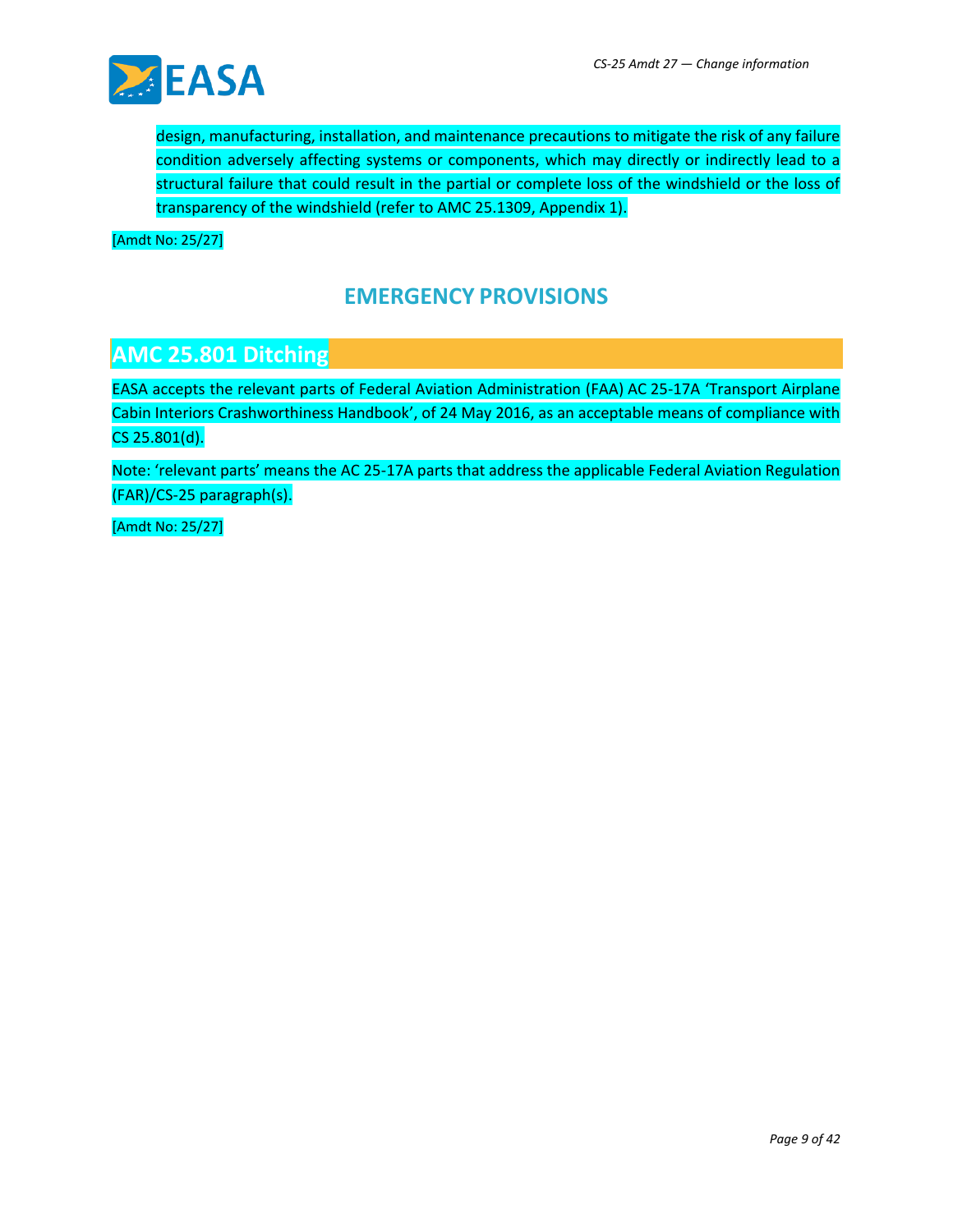design, manufacturing, installation, and maintenance precautions to mitigate the risk of any failure condition adversely affecting systems or components, which may directly or indirectly lead to a structural failure that could result in the partial or complete loss of the windshield or the loss of transparency of the windshield (refer to AMC 25.1309, Appendix 1).

[Amdt No: 25/27]

## EMERGENCY PROVISIONS

## AMC 25.801 Ditching

EASA accepts the relevant parts of Federal Aviation Administration (FAA) AC 25-17A 'Transport Airplane Cabin Interiors Crashworthiness Handbook', of 24 May 2016, as an acceptable means of compliance with CS 25.801(d).

Note: 'relevant parts' means the AC 25-17A parts that address the applicable Federal Aviation Regulation (FAR)/CS-25 paragraph(s).

[Amdt No: 25/27]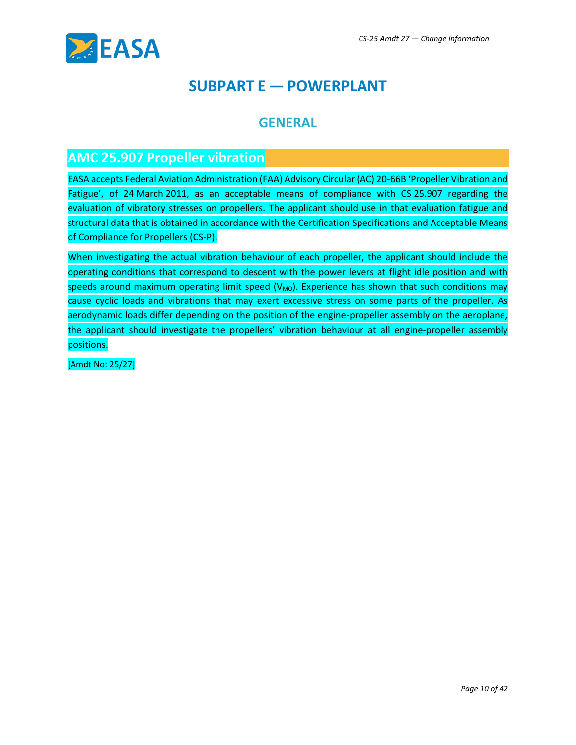# SUBPART E — POWERPLANT

## GENERAL

### AMC 25.907 Propeller vibration

EASA accepts Federal Aviation Administration (FAA) Advisory Circular (AC) 20-66B 'Propeller Vibration and Fatigue', of 24 March 2011, as an acceptable means of compliance with CS 25.907 regarding the evaluation of vibratory stresses on propellers. The applicant should use in that evaluation fatigue and structural data that is obtained in accordance with the Certification Specifications and Acceptable Means of Compliance for Propellers (CS-P).

When investigating the actual vibration behaviour of each propeller, the applicant should include the operating conditions that correspond to descent with the power levers at flight idle position and with speeds around maximum operating limit speed ($V_{MO}$). Experience has shown that such conditions may cause cyclic loads and vibrations that may exert excessive stress on some parts of the propeller. As aerodynamic loads differ depending on the position of the engine-propeller assembly on the aeroplane, the applicant should investigate the propellers' vibration behaviour at all engine-propeller assembly positions.

[Amdt No: 25/27]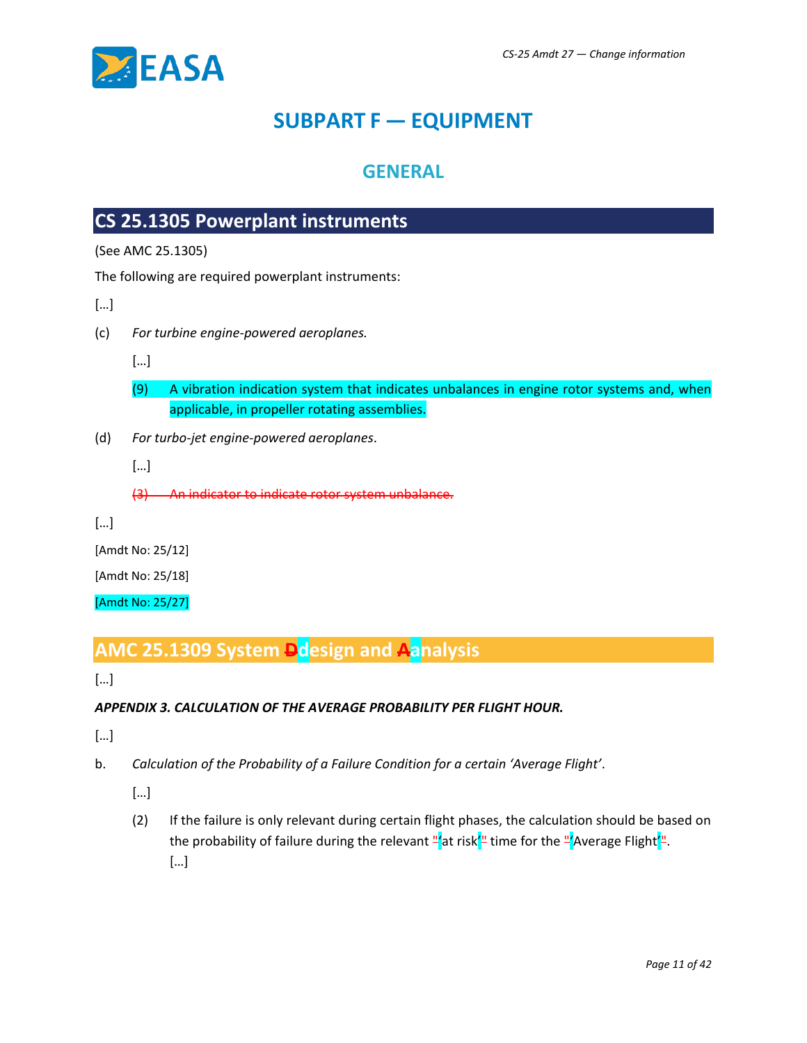# SUBPART F — EQUIPMENT

## GENERAL

## CS 25.1305 Powerplant instruments

(See AMC 25.1305)

The following are required powerplant instruments:

[…]

(c) *For turbine engine-powered aeroplanes.*

[…]

(9) A vibration indication system that indicates unbalances in engine rotor systems and, when applicable, in propeller rotating assemblies.

(d) *For turbo-jet engine-powered aeroplanes*.

[…]

~~(3) An indicator to indicate rotor system unbalance.~~

[…]

[Amdt No: 25/12]

[Amdt No: 25/18]

[Amdt No: 25/27]

## AMC 25.1309 System ~~D~~design and ~~A~~analysis

[…]

***APPENDIX 3. CALCULATION OF THE AVERAGE PROBABILITY PER FLIGHT HOUR.***

[…]

b. *Calculation of the Probability of a Failure Condition for a certain 'Average Flight'.*

[…]

(2) If the failure is only relevant during certain flight phases, the calculation should be based on the probability of failure during the relevant ~~"~~'at risk'~~"~~ time for the ~~"~~'Average Flight'~~"~~.
[…]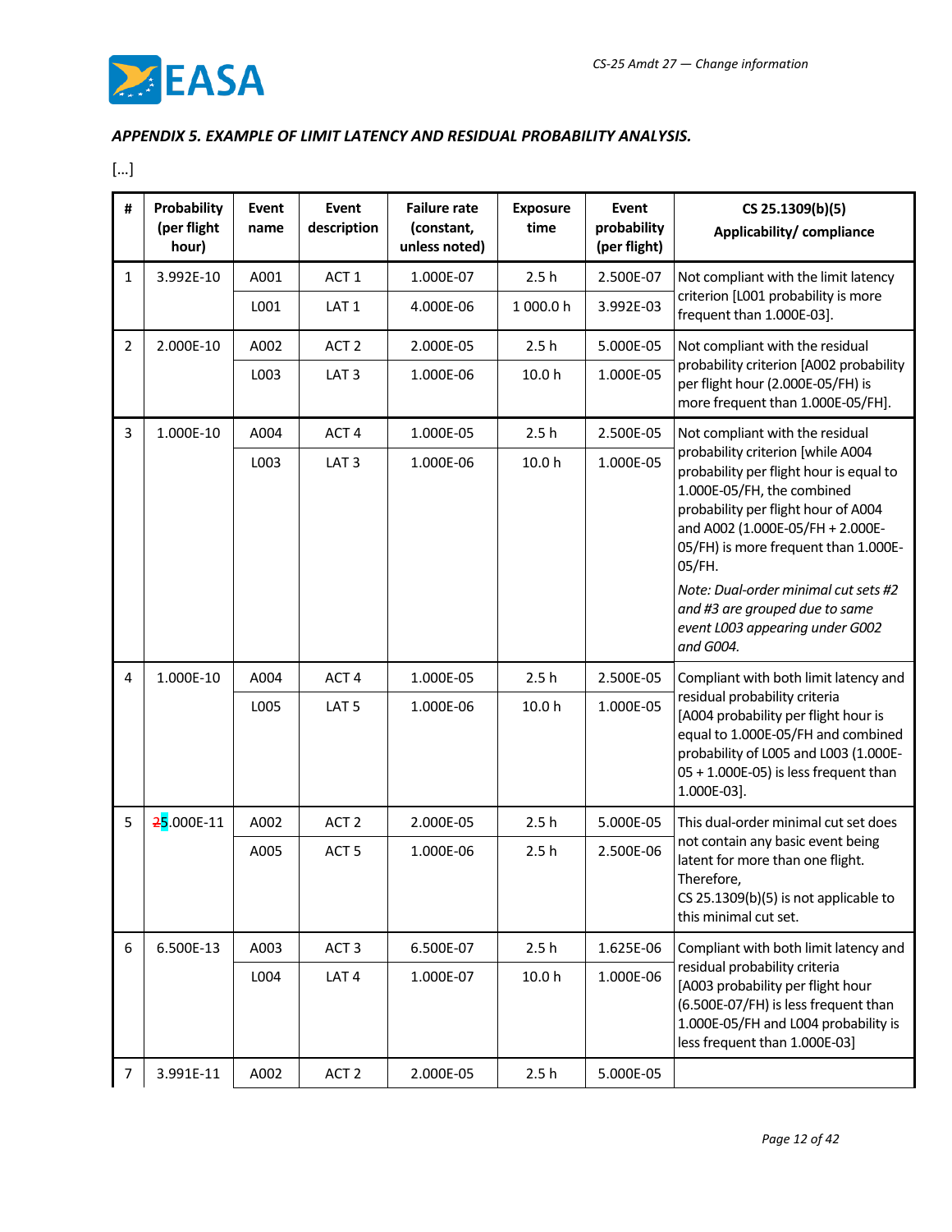*APPENDIX 5. EXAMPLE OF LIMIT LATENCY AND RESIDUAL PROBABILITY ANALYSIS.*

[…]

| # | Probability (per flight hour) | Event name | Event description | Failure rate (constant, unless noted) | Exposure time | Event probability (per flight) | CS 25.1309(b)(5) Applicability/ compliance |
|---|---|---|---|---|---|---|---|
| 1 | 3.992E-10 | A001 | ACT 1 | 1.000E-07 | 2.5 h | 2.500E-07 | Not compliant with the limit latency criterion [L001 probability is more frequent than 1.000E-03]. |
| | | L001 | LAT 1 | 4.000E-06 | 1 000.0 h | 3.992E-03 | |
| 2 | 2.000E-10 | A002 | ACT 2 | 2.000E-05 | 2.5 h | 5.000E-05 | Not compliant with the residual probability criterion [A002 probability per flight hour (2.000E-05/FH) is more frequent than 1.000E-05/FH]. |
| | | L003 | LAT 3 | 1.000E-06 | 10.0 h | 1.000E-05 | |
| 3 | 1.000E-10 | A004 | ACT 4 | 1.000E-05 | 2.5 h | 2.500E-05 | Not compliant with the residual probability criterion [while A004 probability per flight hour is equal to 1.000E-05/FH, the combined probability per flight hour of A004 and A002 (1.000E-05/FH + 2.000E-05/FH) is more frequent than 1.000E-05/FH. *Note: Dual-order minimal cut sets #2 and #3 are grouped due to same event L003 appearing under G002 and G004.* |
| | | L003 | LAT 3 | 1.000E-06 | 10.0 h | 1.000E-05 | |
| 4 | 1.000E-10 | A004 | ACT 4 | 1.000E-05 | 2.5 h | 2.500E-05 | Compliant with both limit latency and residual probability criteria [A004 probability per flight hour is equal to 1.000E-05/FH and combined probability of L005 and L003 (1.000E-05 + 1.000E-05) is less frequent than 1.000E-03]. |
| | | L005 | LAT 5 | 1.000E-06 | 10.0 h | 1.000E-05 | |
| 5 | ~~2~~5.000E-11 | A002 | ACT 2 | 2.000E-05 | 2.5 h | 5.000E-05 | This dual-order minimal cut set does not contain any basic event being latent for more than one flight. Therefore, CS 25.1309(b)(5) is not applicable to this minimal cut set. |
| | | A005 | ACT 5 | 1.000E-06 | 2.5 h | 2.500E-06 | |
| 6 | 6.500E-13 | A003 | ACT 3 | 6.500E-07 | 2.5 h | 1.625E-06 | Compliant with both limit latency and residual probability criteria [A003 probability per flight hour (6.500E-07/FH) is less frequent than 1.000E-05/FH and L004 probability is less frequent than 1.000E-03] |
| | | L004 | LAT 4 | 1.000E-07 | 10.0 h | 1.000E-06 | |
| 7 | 3.991E-11 | A002 | ACT 2 | 2.000E-05 | 2.5 h | 5.000E-05 | |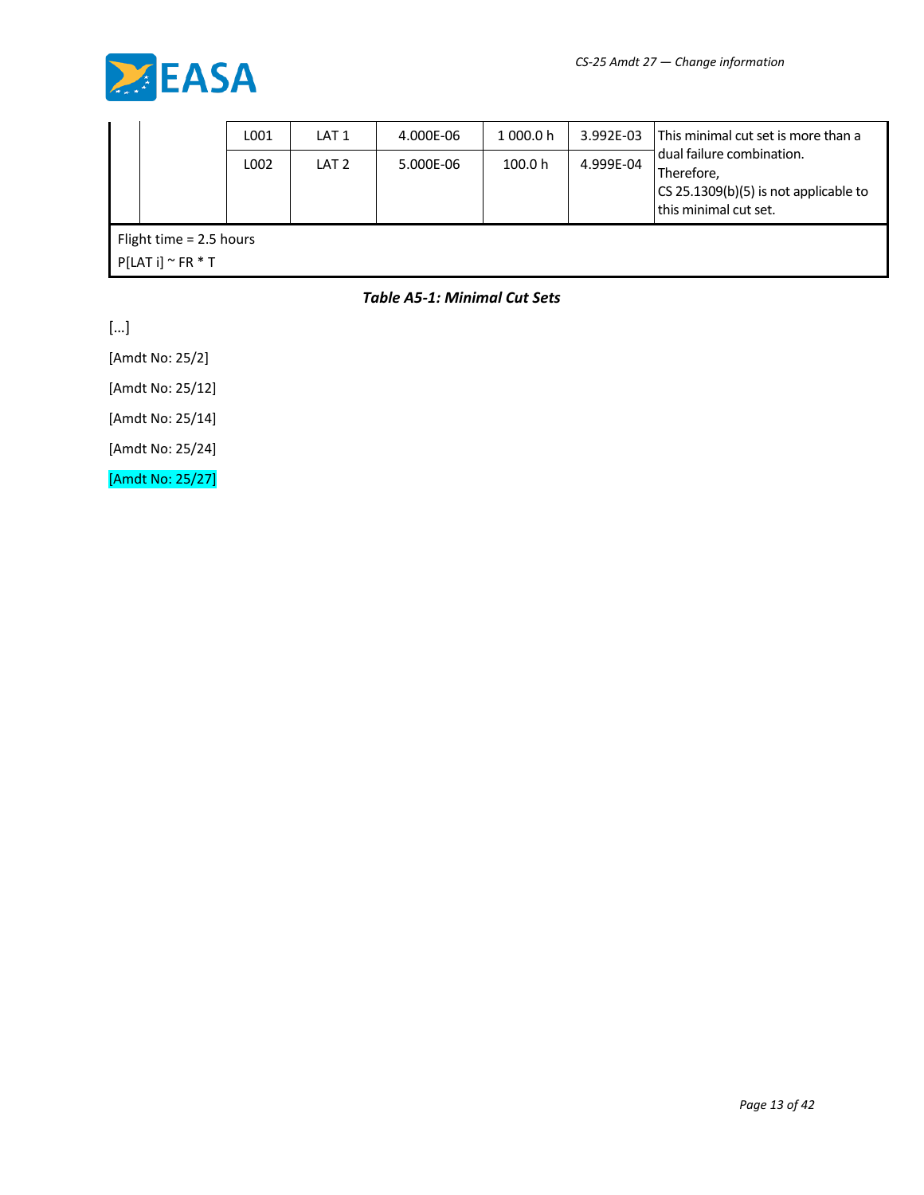| | | | | | | | |
|---|---|---|---|---|---|---|---|
| | | L001 | LAT 1 | 4.000E-06 | 1 000.0 h | 3.992E-03 | This minimal cut set is more than a dual failure combination. Therefore, CS 25.1309(b)(5) is not applicable to this minimal cut set. |
| | | L002 | LAT 2 | 5.000E-06 | 100.0 h | 4.999E-04 | |
| Flight time = 2.5 hours<br>P[LAT i] ~ FR * T | | | | | | | |

***Table A5-1: Minimal Cut Sets***

[...]

[Amdt No: 25/2]

[Amdt No: 25/12]

[Amdt No: 25/14]

[Amdt No: 25/24]

[Amdt No: 25/27]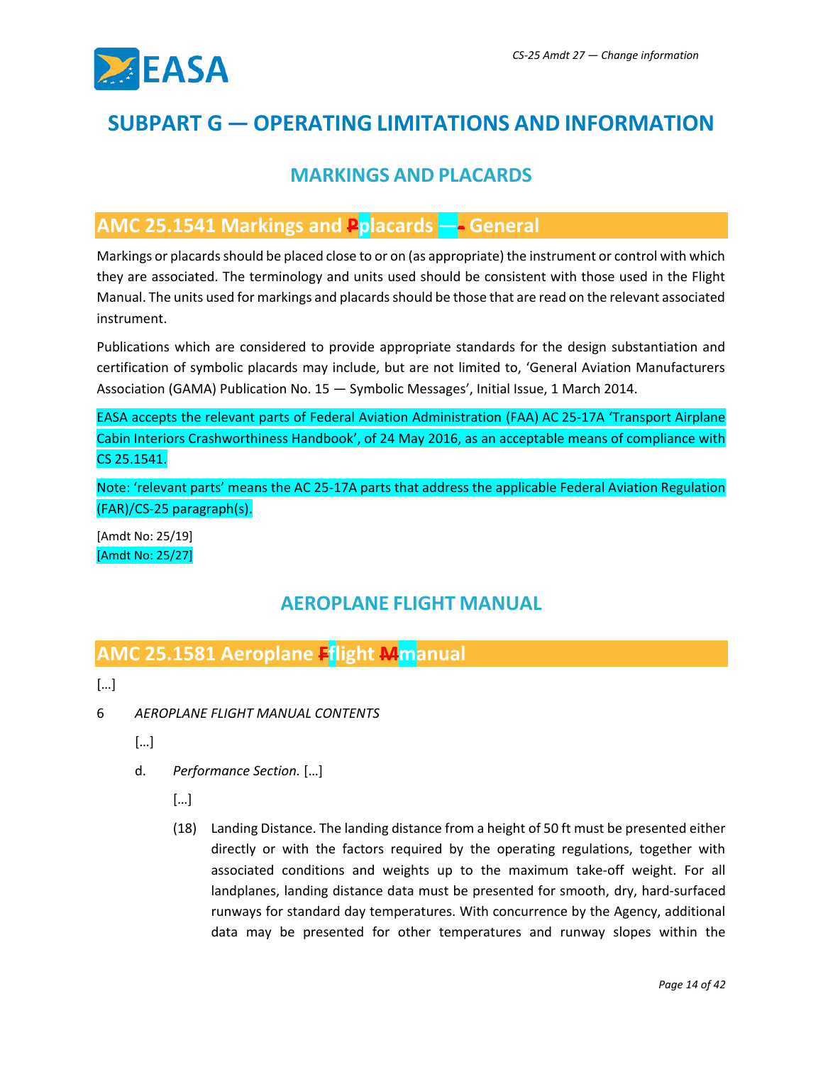# SUBPART G — OPERATING LIMITATIONS AND INFORMATION

## MARKINGS AND PLACARDS

### AMC 25.1541 Markings and ~~P~~placards —~~-~~ General

Markings or placards should be placed close to or on (as appropriate) the instrument or control with which they are associated. The terminology and units used should be consistent with those used in the Flight Manual. The units used for markings and placards should be those that are read on the relevant associated instrument.

Publications which are considered to provide appropriate standards for the design substantiation and certification of symbolic placards may include, but are not limited to, 'General Aviation Manufacturers Association (GAMA) Publication No. 15 — Symbolic Messages', Initial Issue, 1 March 2014.

EASA accepts the relevant parts of Federal Aviation Administration (FAA) AC 25-17A 'Transport Airplane Cabin Interiors Crashworthiness Handbook', of 24 May 2016, as an acceptable means of compliance with CS 25.1541.

Note: 'relevant parts' means the AC 25-17A parts that address the applicable Federal Aviation Regulation (FAR)/CS-25 paragraph(s).

[Amdt No: 25/19]
[Amdt No: 25/27]

## AEROPLANE FLIGHT MANUAL

### AMC 25.1581 Aeroplane ~~F~~flight ~~M~~manual

[…]

6 *AEROPLANE FLIGHT MANUAL CONTENTS*

[…]

d. *Performance Section.* […]

[…]

(18) Landing Distance. The landing distance from a height of 50 ft must be presented either directly or with the factors required by the operating regulations, together with associated conditions and weights up to the maximum take-off weight. For all landplanes, landing distance data must be presented for smooth, dry, hard-surfaced runways for standard day temperatures. With concurrence by the Agency, additional data may be presented for other temperatures and runway slopes within the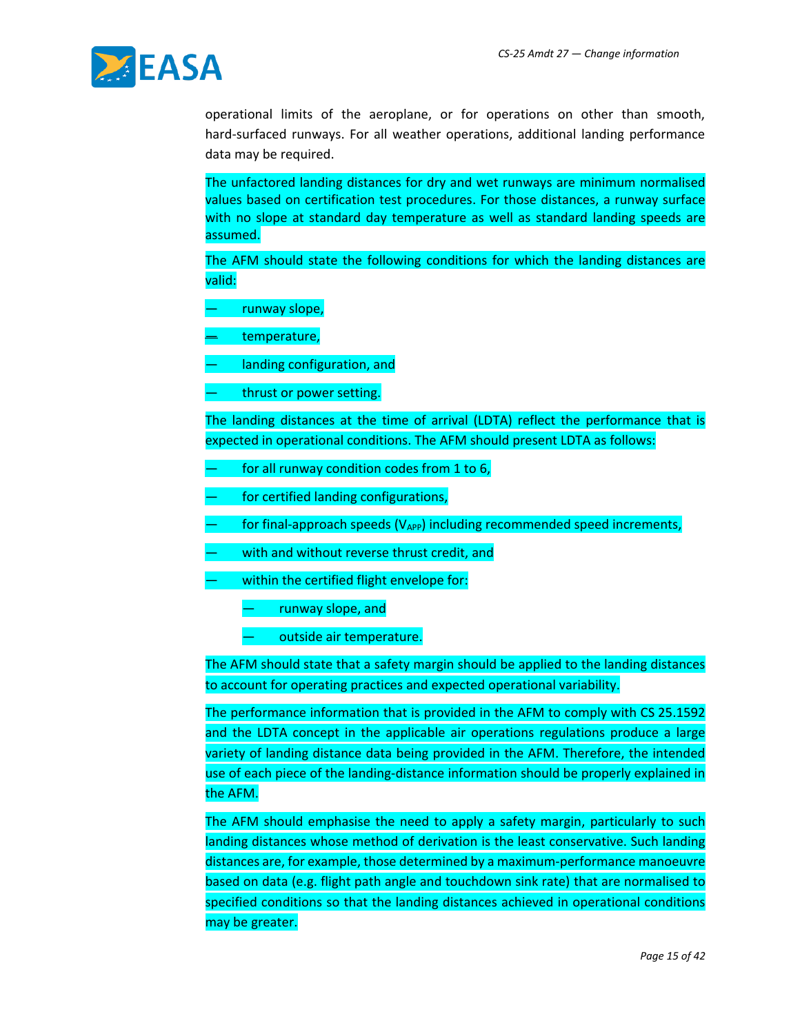operational limits of the aeroplane, or for operations on other than smooth, hard-surfaced runways. For all weather operations, additional landing performance data may be required.

The unfactored landing distances for dry and wet runways are minimum normalised values based on certification test procedures. For those distances, a runway surface with no slope at standard day temperature as well as standard landing speeds are assumed.

The AFM should state the following conditions for which the landing distances are valid:

— runway slope,

— temperature,

— landing configuration, and

— thrust or power setting.

The landing distances at the time of arrival (LDTA) reflect the performance that is expected in operational conditions. The AFM should present LDTA as follows:

— for all runway condition codes from 1 to 6,

— for certified landing configurations,

— for final-approach speeds ($V_{APP}$) including recommended speed increments,

— with and without reverse thrust credit, and

— within the certified flight envelope for:

  — runway slope, and

  — outside air temperature.

The AFM should state that a safety margin should be applied to the landing distances to account for operating practices and expected operational variability.

The performance information that is provided in the AFM to comply with CS 25.1592 and the LDTA concept in the applicable air operations regulations produce a large variety of landing distance data being provided in the AFM. Therefore, the intended use of each piece of the landing-distance information should be properly explained in the AFM.

The AFM should emphasise the need to apply a safety margin, particularly to such landing distances whose method of derivation is the least conservative. Such landing distances are, for example, those determined by a maximum-performance manoeuvre based on data (e.g. flight path angle and touchdown sink rate) that are normalised to specified conditions so that the landing distances achieved in operational conditions may be greater.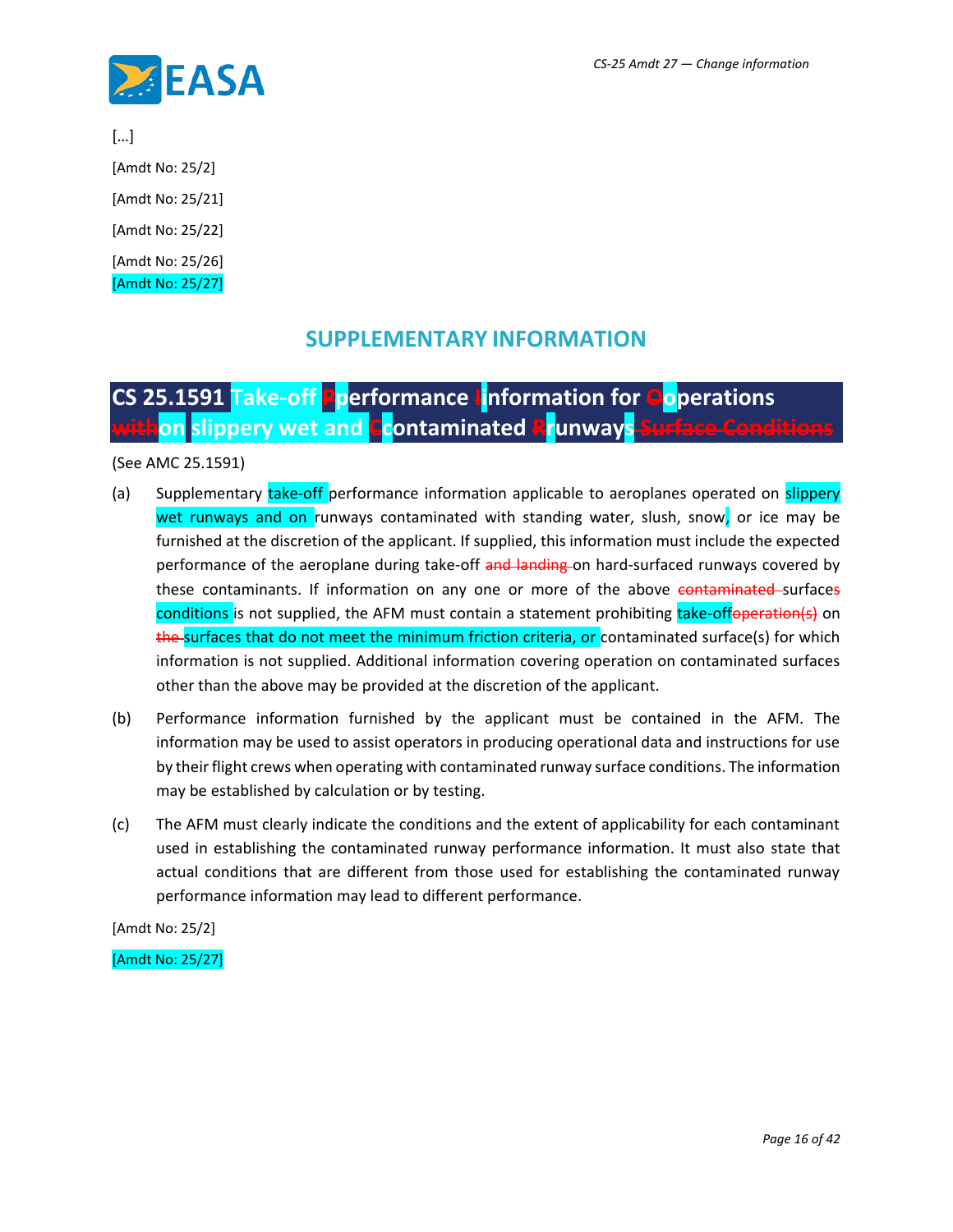[…]

[Amdt No: 25/2]

[Amdt No: 25/21]

[Amdt No: 25/22]

[Amdt No: 25/26]

[Amdt No: 25/27]

# SUPPLEMENTARY INFORMATION

## CS 25.1591 Take-off ~~P~~performance ~~I~~information for ~~O~~operations ~~with~~on slippery wet and ~~C~~contaminated ~~R~~runways ~~Surface Conditions~~

(See AMC 25.1591)

(a) Supplementary take-off performance information applicable to aeroplanes operated on slippery wet runways and on runways contaminated with standing water, slush, snow, or ice may be furnished at the discretion of the applicant. If supplied, this information must include the expected performance of the aeroplane during take-off ~~and landing~~ on hard-surfaced runways covered by these contaminants. If information on any one or more of the above ~~contaminated~~ surface~~s~~ conditions is not supplied, the AFM must contain a statement prohibiting take-off~~operation(s)~~ on ~~the~~ surfaces that do not meet the minimum friction criteria, or contaminated surface(s) for which information is not supplied. Additional information covering operation on contaminated surfaces other than the above may be provided at the discretion of the applicant.

(b) Performance information furnished by the applicant must be contained in the AFM. The information may be used to assist operators in producing operational data and instructions for use by their flight crews when operating with contaminated runway surface conditions. The information may be established by calculation or by testing.

(c) The AFM must clearly indicate the conditions and the extent of applicability for each contaminant used in establishing the contaminated runway performance information. It must also state that actual conditions that are different from those used for establishing the contaminated runway performance information may lead to different performance.

[Amdt No: 25/2]

[Amdt No: 25/27]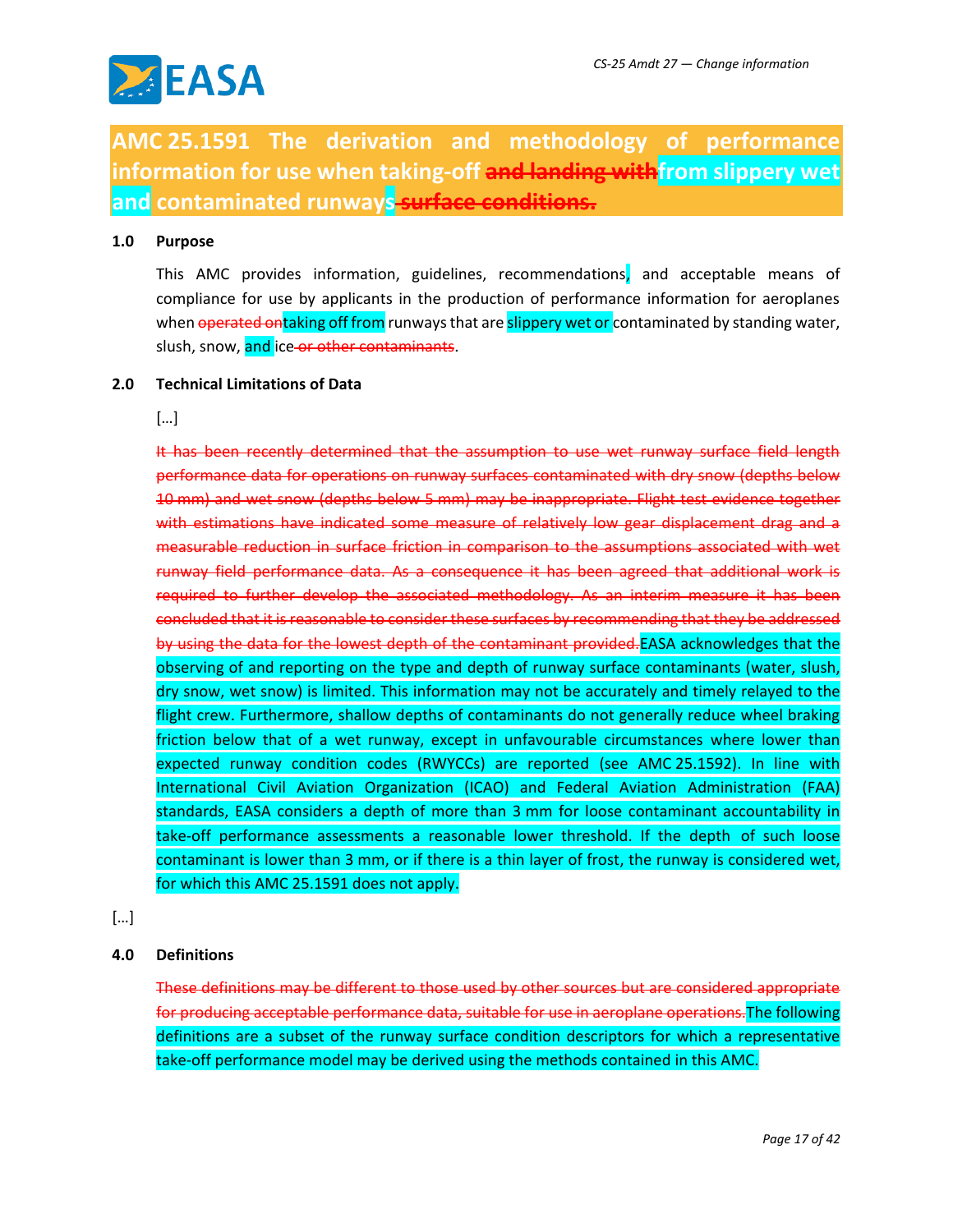# AMC 25.1591 The derivation and methodology of performance information for use when taking-off ~~and landing with~~from slippery wet and contaminated runways ~~surface conditions.~~

**1.0 Purpose**

This AMC provides information, guidelines, recommendations, and acceptable means of compliance for use by applicants in the production of performance information for aeroplanes when ~~operated on~~taking off from runways that are slippery wet or contaminated by standing water, slush, snow, and ice ~~or other contaminants~~.

**2.0 Technical Limitations of Data**

[…]

~~It has been recently determined that the assumption to use wet runway surface field length performance data for operations on runway surfaces contaminated with dry snow (depths below 10 mm) and wet snow (depths below 5 mm) may be inappropriate. Flight test evidence together with estimations have indicated some measure of relatively low gear displacement drag and a measurable reduction in surface friction in comparison to the assumptions associated with wet runway field performance data. As a consequence it has been agreed that additional work is required to further develop the associated methodology. As an interim measure it has been concluded that it is reasonable to consider these surfaces by recommending that they be addressed by using the data for the lowest depth of the contaminant provided.~~EASA acknowledges that the observing of and reporting on the type and depth of runway surface contaminants (water, slush, dry snow, wet snow) is limited. This information may not be accurately and timely relayed to the flight crew. Furthermore, shallow depths of contaminants do not generally reduce wheel braking friction below that of a wet runway, except in unfavourable circumstances where lower than expected runway condition codes (RWYCCs) are reported (see AMC 25.1592). In line with International Civil Aviation Organization (ICAO) and Federal Aviation Administration (FAA) standards, EASA considers a depth of more than 3 mm for loose contaminant accountability in take-off performance assessments a reasonable lower threshold. If the depth of such loose contaminant is lower than 3 mm, or if there is a thin layer of frost, the runway is considered wet, for which this AMC 25.1591 does not apply.

[…]

**4.0 Definitions**

~~These definitions may be different to those used by other sources but are considered appropriate for producing acceptable performance data, suitable for use in aeroplane operations.~~The following definitions are a subset of the runway surface condition descriptors for which a representative take-off performance model may be derived using the methods contained in this AMC.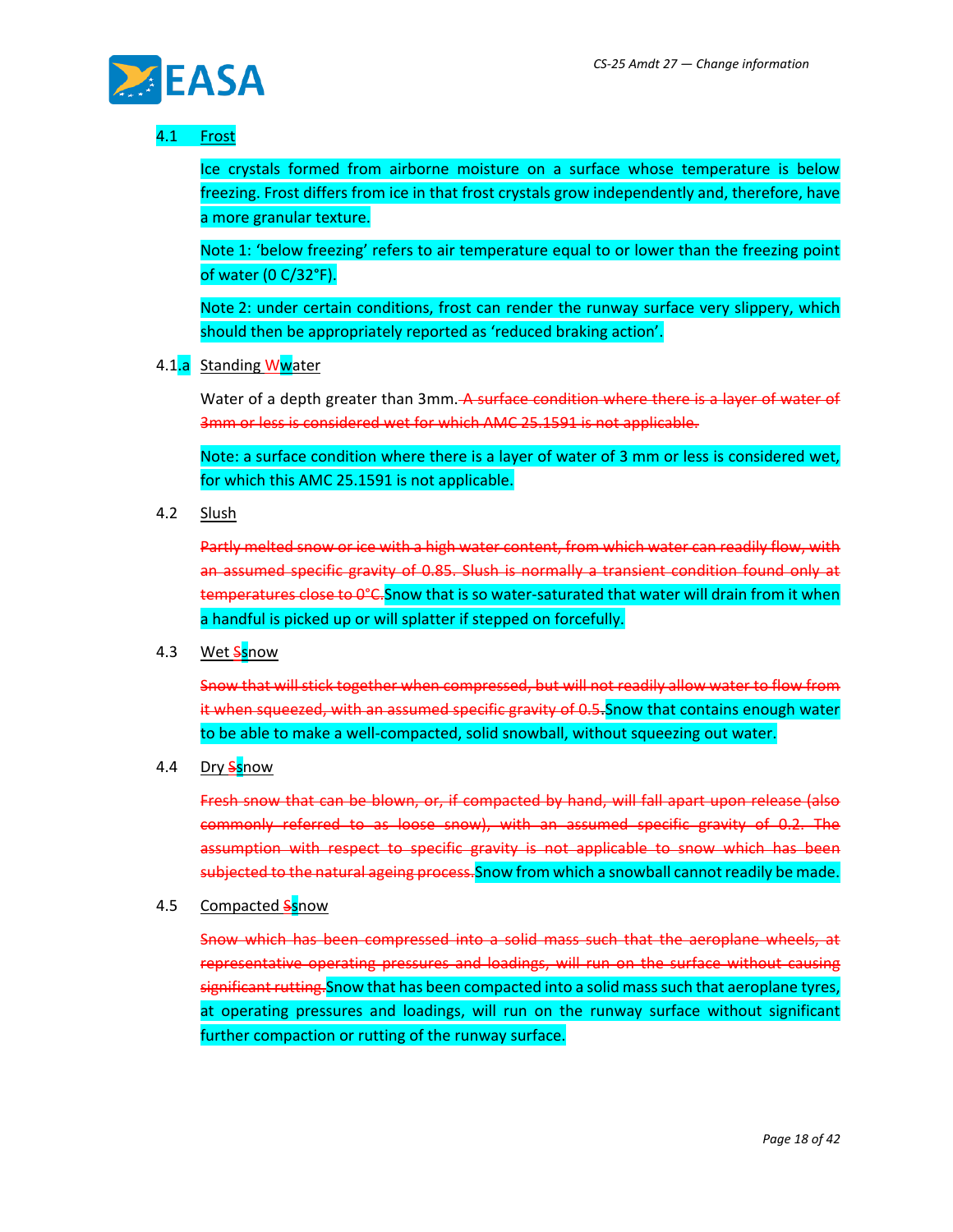4.1 Frost

Ice crystals formed from airborne moisture on a surface whose temperature is below freezing. Frost differs from ice in that frost crystals grow independently and, therefore, have a more granular texture.

Note 1: ‘below freezing’ refers to air temperature equal to or lower than the freezing point of water (0 C/32°F).

Note 2: under certain conditions, frost can render the runway surface very slippery, which should then be appropriately reported as ‘reduced braking action’.

4.1.a Standing Wwater

Water of a depth greater than 3mm. ~~A surface condition where there is a layer of water of 3mm or less is considered wet for which AMC 25.1591 is not applicable.~~

Note: a surface condition where there is a layer of water of 3 mm or less is considered wet, for which this AMC 25.1591 is not applicable.

4.2 Slush

~~Partly melted snow or ice with a high water content, from which water can readily flow, with an assumed specific gravity of 0.85. Slush is normally a transient condition found only at temperatures close to 0°C.~~Snow that is so water-saturated that water will drain from it when a handful is picked up or will splatter if stepped on forcefully.

4.3 Wet Ssnow

~~Snow that will stick together when compressed, but will not readily allow water to flow from it when squeezed, with an assumed specific gravity of 0.5.~~Snow that contains enough water to be able to make a well-compacted, solid snowball, without squeezing out water.

4.4 Dry Ssnow

~~Fresh snow that can be blown, or, if compacted by hand, will fall apart upon release (also commonly referred to as loose snow), with an assumed specific gravity of 0.2. The assumption with respect to specific gravity is not applicable to snow which has been subjected to the natural ageing process.~~Snow from which a snowball cannot readily be made.

4.5 Compacted Ssnow

~~Snow which has been compressed into a solid mass such that the aeroplane wheels, at representative operating pressures and loadings, will run on the surface without causing significant rutting.~~Snow that has been compacted into a solid mass such that aeroplane tyres, at operating pressures and loadings, will run on the runway surface without significant further compaction or rutting of the runway surface.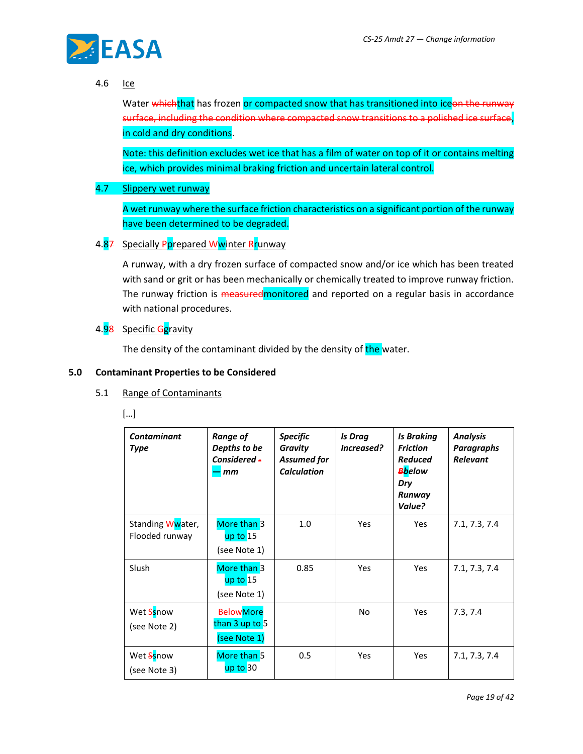4.6 Ice

Water ~~which~~that has frozen or compacted snow that has transitioned into ice~~on the runway surface, including the condition where compacted snow transitions to a polished ice surface~~, in cold and dry conditions.

Note: this definition excludes wet ice that has a film of water on top of it or contains melting ice, which provides minimal braking friction and uncertain lateral control.

4.7 Slippery wet runway

A wet runway where the surface friction characteristics on a significant portion of the runway have been determined to be degraded.

4.8~~7~~ Specially ~~P~~prepared ~~W~~winter ~~R~~runway

A runway, with a dry frozen surface of compacted snow and/or ice which has been treated with sand or grit or has been mechanically or chemically treated to improve runway friction. The runway friction is ~~measured~~monitored and reported on a regular basis in accordance with national procedures.

4.9~~8~~ Specific ~~G~~gravity

The density of the contaminant divided by the density of the water.

## 5.0 Contaminant Properties to be Considered

5.1 Range of Contaminants

[…]

| *Contaminant Type* | *Range of Depths to be Considered ~~-~~ — mm* | *Specific Gravity Assumed for Calculation* | *Is Drag Increased?* | *Is Braking Friction Reduced ~~B~~below Dry Runway Value?* | *Analysis Paragraphs Relevant* |
|---|---|---|---|---|---|
| Standing ~~W~~water, Flooded runway | More than 3 up to 15 (see Note 1) | 1.0 | Yes | Yes | 7.1, 7.3, 7.4 |
| Slush | More than 3 up to 15 (see Note 1) | 0.85 | Yes | Yes | 7.1, 7.3, 7.4 |
| Wet ~~S~~snow (see Note 2) | ~~Below~~More than 3 up to 5 (see Note 1) | | No | Yes | 7.3, 7.4 |
| Wet ~~S~~snow (see Note 3) | More than 5 up to 30 | 0.5 | Yes | Yes | 7.1, 7.3, 7.4 |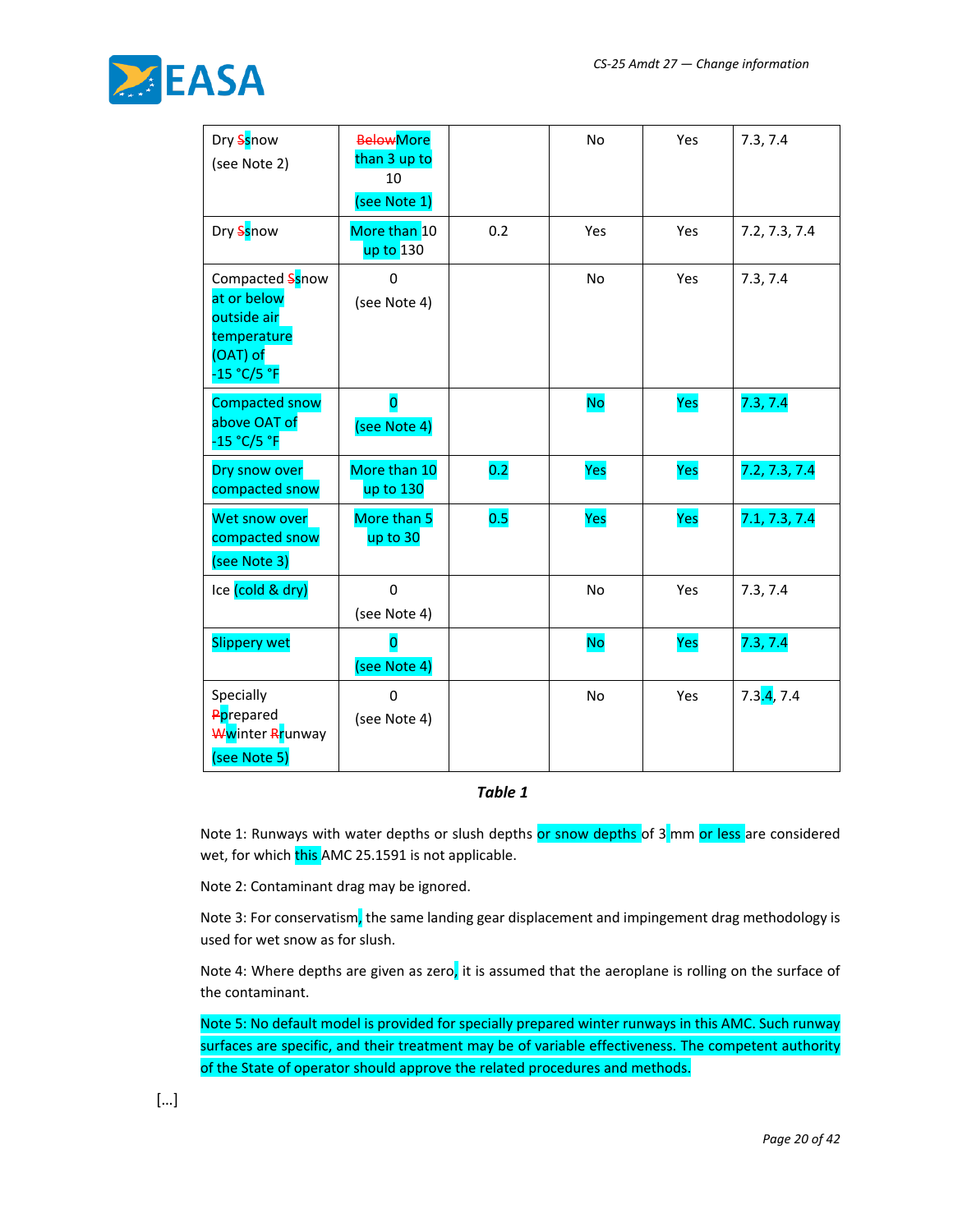| Dry Ssnow (see Note 2) | BelowMore than 3 up to 10 (see Note 1) | | No | Yes | 7.3, 7.4 |
|---|---|---|---|---|---|
| Dry Ssnow | More than 10 up to 130 | 0.2 | Yes | Yes | 7.2, 7.3, 7.4 |
| Compacted Ssnow at or below outside air temperature (OAT) of -15 °C/5 °F | 0 (see Note 4) | | No | Yes | 7.3, 7.4 |
| Compacted snow above OAT of -15 °C/5 °F | 0 (see Note 4) | | No | Yes | 7.3, 7.4 |
| Dry snow over compacted snow | More than 10 up to 130 | 0.2 | Yes | Yes | 7.2, 7.3, 7.4 |
| Wet snow over compacted snow (see Note 3) | More than 5 up to 30 | 0.5 | Yes | Yes | 7.1, 7.3, 7.4 |
| Ice (cold & dry) | 0 (see Note 4) | | No | Yes | 7.3, 7.4 |
| Slippery wet | 0 (see Note 4) | | No | Yes | 7.3, 7.4 |
| Specially Pprepared Wwinter Rrunway (see Note 5) | 0 (see Note 4) | | No | Yes | 7.3.4, 7.4 |

***Table 1***

Note 1: Runways with water depths or slush depths or snow depths of 3 mm or less are considered wet, for which this AMC 25.1591 is not applicable.

Note 2: Contaminant drag may be ignored.

Note 3: For conservatism, the same landing gear displacement and impingement drag methodology is used for wet snow as for slush.

Note 4: Where depths are given as zero, it is assumed that the aeroplane is rolling on the surface of the contaminant.

Note 5: No default model is provided for specially prepared winter runways in this AMC. Such runway surfaces are specific, and their treatment may be of variable effectiveness. The competent authority of the State of operator should approve the related procedures and methods.

[…]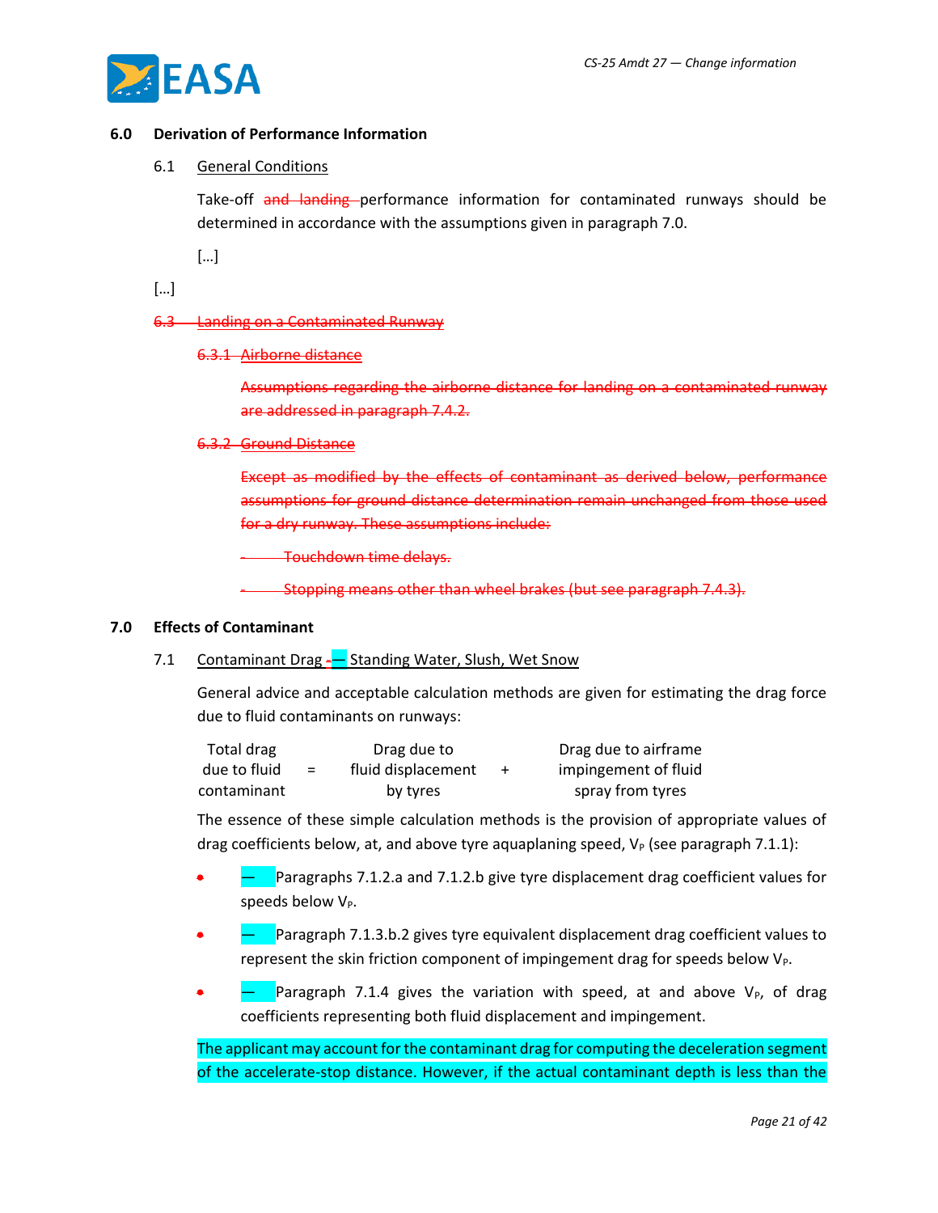## 6.0 Derivation of Performance Information

### 6.1 General Conditions

Take-off ~~and landing~~ performance information for contaminated runways should be determined in accordance with the assumptions given in paragraph 7.0.

[…]

[…]

~~6.3 Landing on a Contaminated Runway~~

~~6.3.1 Airborne distance~~

~~Assumptions regarding the airborne distance for landing on a contaminated runway are addressed in paragraph 7.4.2.~~

~~6.3.2 Ground Distance~~

~~Except as modified by the effects of contaminant as derived below, performance assumptions for ground distance determination remain unchanged from those used for a dry runway. These assumptions include:~~

~~- Touchdown time delays.~~

~~- Stopping means other than wheel brakes (but see paragraph 7.4.3).~~

## 7.0 Effects of Contaminant

### 7.1 Contaminant Drag — Standing Water, Slush, Wet Snow

General advice and acceptable calculation methods are given for estimating the drag force due to fluid contaminants on runways:

| Total drag due to fluid contaminant | = | Drag due to fluid displacement by tyres | + | Drag due to airframe impingement of fluid spray from tyres |
|---|---|---|---|---|

The essence of these simple calculation methods is the provision of appropriate values of drag coefficients below, at, and above tyre aquaplaning speed, $V_P$ (see paragraph 7.1.1):

- — Paragraphs 7.1.2.a and 7.1.2.b give tyre displacement drag coefficient values for speeds below $V_P$.
- — Paragraph 7.1.3.b.2 gives tyre equivalent displacement drag coefficient values to represent the skin friction component of impingement drag for speeds below $V_P$.
- — Paragraph 7.1.4 gives the variation with speed, at and above $V_P$, of drag coefficients representing both fluid displacement and impingement.

The applicant may account for the contaminant drag for computing the deceleration segment of the accelerate-stop distance. However, if the actual contaminant depth is less than the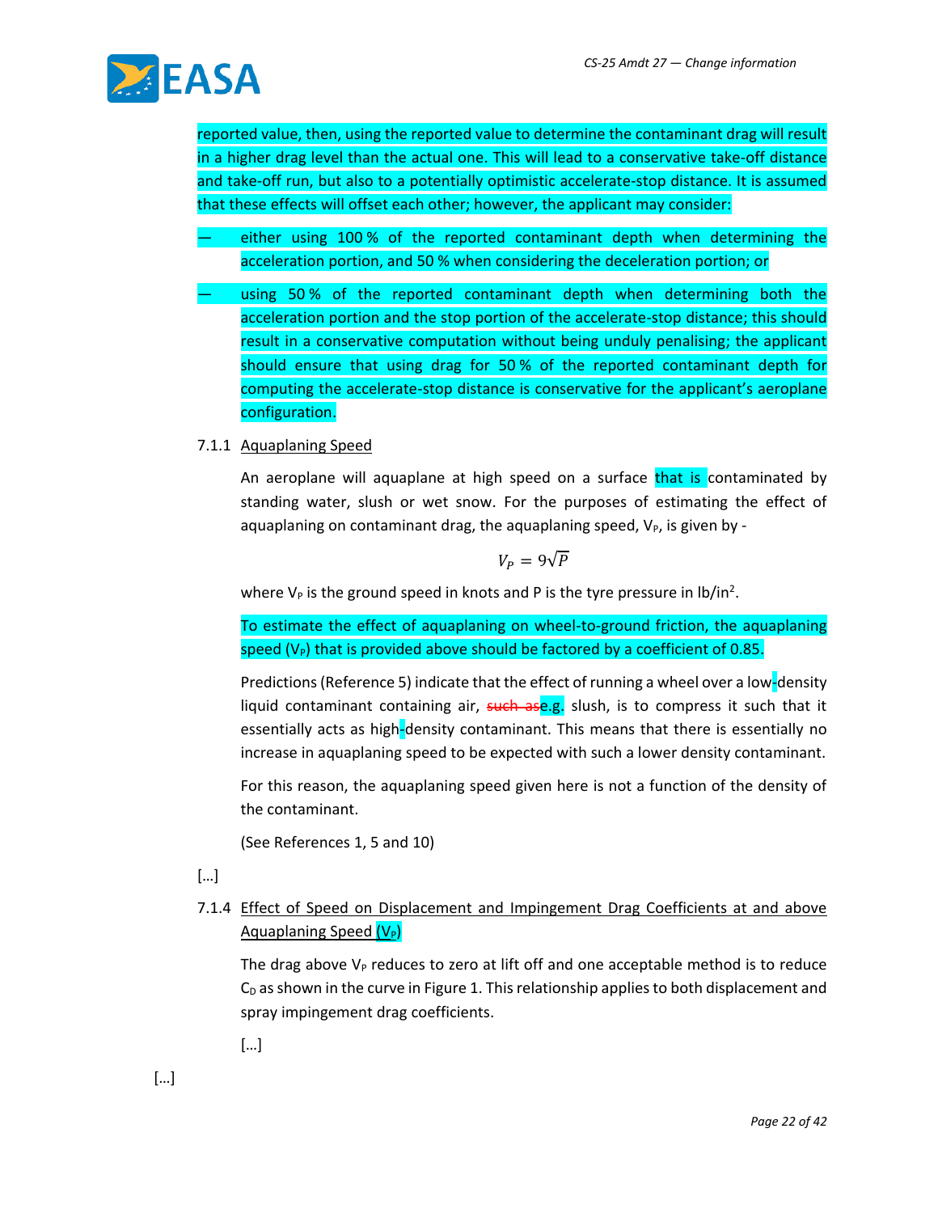reported value, then, using the reported value to determine the contaminant drag will result in a higher drag level than the actual one. This will lead to a conservative take-off distance and take-off run, but also to a potentially optimistic accelerate-stop distance. It is assumed that these effects will offset each other; however, the applicant may consider:

— either using 100 % of the reported contaminant depth when determining the acceleration portion, and 50 % when considering the deceleration portion; or

— using 50 % of the reported contaminant depth when determining both the acceleration portion and the stop portion of the accelerate-stop distance; this should result in a conservative computation without being unduly penalising; the applicant should ensure that using drag for 50 % of the reported contaminant depth for computing the accelerate-stop distance is conservative for the applicant's aeroplane configuration.

7.1.1 Aquaplaning Speed

An aeroplane will aquaplane at high speed on a surface that is contaminated by standing water, slush or wet snow. For the purposes of estimating the effect of aquaplaning on contaminant drag, the aquaplaning speed, $V_P$, is given by -

$$V_P = 9\sqrt{P}$$

where $V_P$ is the ground speed in knots and P is the tyre pressure in lb/in$^2$.

To estimate the effect of aquaplaning on wheel-to-ground friction, the aquaplaning speed ($V_P$) that is provided above should be factored by a coefficient of 0.85.

Predictions (Reference 5) indicate that the effect of running a wheel over a low-density liquid contaminant containing air, ~~such as~~e.g. slush, is to compress it such that it essentially acts as high-density contaminant. This means that there is essentially no increase in aquaplaning speed to be expected with such a lower density contaminant.

For this reason, the aquaplaning speed given here is not a function of the density of the contaminant.

(See References 1, 5 and 10)

[…]

7.1.4 Effect of Speed on Displacement and Impingement Drag Coefficients at and above Aquaplaning Speed ($V_P$)

The drag above $V_P$ reduces to zero at lift off and one acceptable method is to reduce $C_D$ as shown in the curve in Figure 1. This relationship applies to both displacement and spray impingement drag coefficients.

[…]

[…]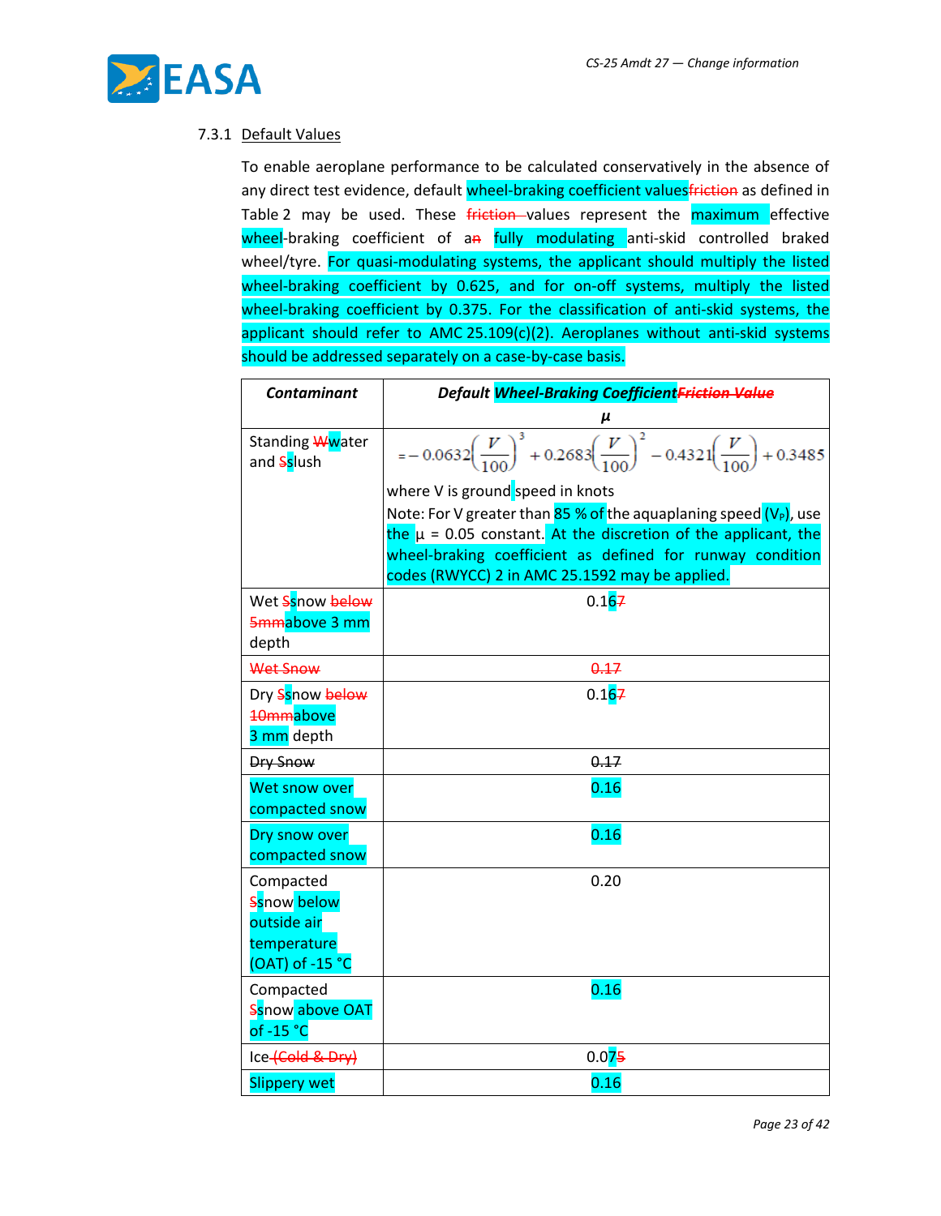7.3.1 Default Values

To enable aeroplane performance to be calculated conservatively in the absence of any direct test evidence, default wheel-braking coefficient values~~friction~~ as defined in Table 2 may be used. These ~~friction~~ values represent the maximum effective wheel-braking coefficient of a~~n~~ fully modulating anti-skid controlled braked wheel/tyre. For quasi-modulating systems, the applicant should multiply the listed wheel-braking coefficient by 0.625, and for on-off systems, multiply the listed wheel-braking coefficient by 0.375. For the classification of anti-skid systems, the applicant should refer to AMC 25.109(c)(2). Aeroplanes without anti-skid systems should be addressed separately on a case-by-case basis.

| ***Contaminant*** | ***Default Wheel-Braking Coefficient~~Friction Value~~ μ*** |
|---|---|
| Standing ~~W~~water and ~~S~~slush | $= -0.0632\left(\frac{V}{100}\right)^3 + 0.2683\left(\frac{V}{100}\right)^2 - 0.4321\left(\frac{V}{100}\right) + 0.3485$<br>where V is ground speed in knots<br>Note: For V greater than 85 % of the aquaplaning speed ($V_P$), use the μ = 0.05 constant. At the discretion of the applicant, the wheel-braking coefficient as defined for runway condition codes (RWYCC) 2 in AMC 25.1592 may be applied. |
| Wet ~~S~~snow ~~below 5mm~~above 3 mm depth | 0.16~~7~~ |
| ~~Wet Snow~~ | ~~0.17~~ |
| Dry ~~S~~snow ~~below 10mm~~above 3 mm depth | 0.16~~7~~ |
| ~~Dry Snow~~ | ~~0.17~~ |
| Wet snow over compacted snow | 0.16 |
| Dry snow over compacted snow | 0.16 |
| Compacted ~~S~~snow below outside air temperature (OAT) of -15 °C | 0.20 |
| Compacted ~~S~~snow above OAT of -15 °C | 0.16 |
| Ice ~~(Cold & Dry)~~ | 0.07~~5~~ |
| Slippery wet | 0.16 |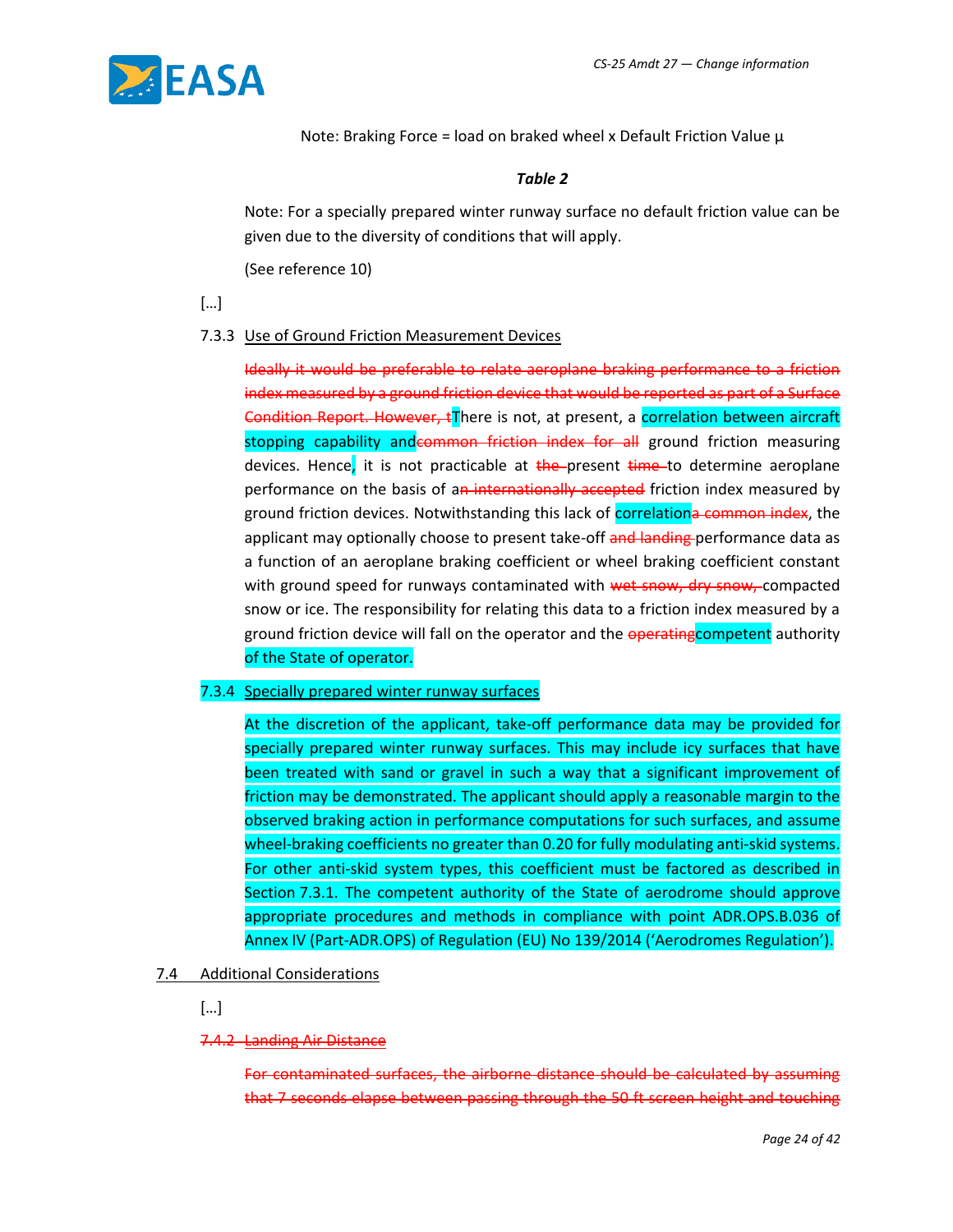Note: Braking Force = load on braked wheel x Default Friction Value μ

***Table 2***

Note: For a specially prepared winter runway surface no default friction value can be given due to the diversity of conditions that will apply.

(See reference 10)

[…]

7.3.3 Use of Ground Friction Measurement Devices

~~Ideally it would be preferable to relate aeroplane braking performance to a friction index measured by a ground friction device that would be reported as part of a Surface Condition Report. However, t~~There is not, at present, a correlation between aircraft stopping capability and~~common friction index for all~~ ground friction measuring devices. Hence, it is not practicable at ~~the~~ present ~~time~~ to determine aeroplane performance on the basis of a~~n internationally accepted~~ friction index measured by ground friction devices. Notwithstanding this lack of correlation~~a common index~~, the applicant may optionally choose to present take-off ~~and landing~~ performance data as a function of an aeroplane braking coefficient or wheel braking coefficient constant with ground speed for runways contaminated with ~~wet snow, dry snow,~~ compacted snow or ice. The responsibility for relating this data to a friction index measured by a ground friction device will fall on the operator and the ~~operating~~competent authority of the State of operator.

7.3.4 Specially prepared winter runway surfaces

At the discretion of the applicant, take-off performance data may be provided for specially prepared winter runway surfaces. This may include icy surfaces that have been treated with sand or gravel in such a way that a significant improvement of friction may be demonstrated. The applicant should apply a reasonable margin to the observed braking action in performance computations for such surfaces, and assume wheel-braking coefficients no greater than 0.20 for fully modulating anti-skid systems. For other anti-skid system types, this coefficient must be factored as described in Section 7.3.1. The competent authority of the State of aerodrome should approve appropriate procedures and methods in compliance with point ADR.OPS.B.036 of Annex IV (Part-ADR.OPS) of Regulation (EU) No 139/2014 ('Aerodromes Regulation').

7.4 Additional Considerations

[…]

~~7.4.2 Landing Air Distance~~

~~For contaminated surfaces, the airborne distance should be calculated by assuming that 7 seconds elapse between passing through the 50 ft screen height and touching~~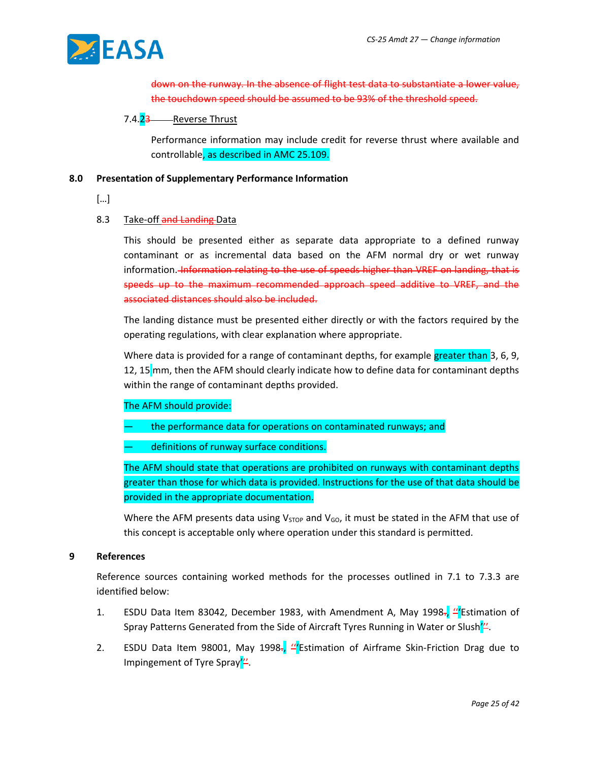~~down on the runway. In the absence of flight test data to substantiate a lower value, the touchdown speed should be assumed to be 93% of the threshold speed.~~

7.4.2~~3~~ Reverse Thrust

Performance information may include credit for reverse thrust where available and controllable, as described in AMC 25.109.

### 8.0 Presentation of Supplementary Performance Information

[…]

8.3 Take-off ~~and Landing~~ Data

This should be presented either as separate data appropriate to a defined runway contaminant or as incremental data based on the AFM normal dry or wet runway information. ~~Information relating to the use of speeds higher than VREF on landing, that is speeds up to the maximum recommended approach speed additive to VREF, and the associated distances should also be included.~~

The landing distance must be presented either directly or with the factors required by the operating regulations, with clear explanation where appropriate.

Where data is provided for a range of contaminant depths, for example greater than 3, 6, 9, 12, 15 mm, then the AFM should clearly indicate how to define data for contaminant depths within the range of contaminant depths provided.

The AFM should provide:

— the performance data for operations on contaminated runways; and

— definitions of runway surface conditions.

The AFM should state that operations are prohibited on runways with contaminant depths greater than those for which data is provided. Instructions for the use of that data should be provided in the appropriate documentation.

Where the AFM presents data using $V_{STOP}$ and $V_{GO}$, it must be stated in the AFM that use of this concept is acceptable only where operation under this standard is permitted.

### 9 References

Reference sources containing worked methods for the processes outlined in 7.1 to 7.3.3 are identified below:

1. ESDU Data Item 83042, December 1983, with Amendment A, May 1998~~.~~, ~~"~~'Estimation of Spray Patterns Generated from the Side of Aircraft Tyres Running in Water or Slush'~~"~~.
2. ESDU Data Item 98001, May 1998~~.~~, ~~"~~'Estimation of Airframe Skin-Friction Drag due to Impingement of Tyre Spray'~~"~~.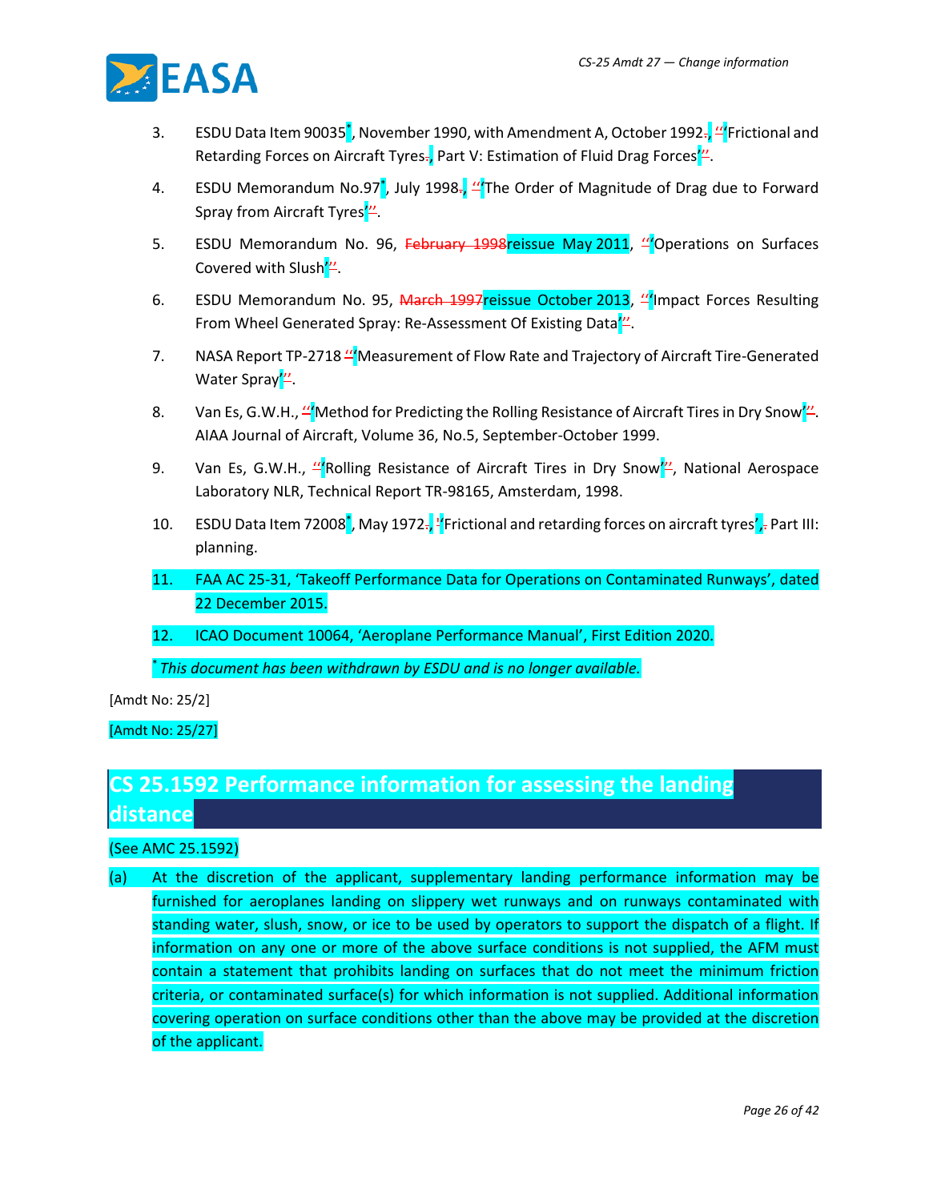3. ESDU Data Item 90035*, November 1990, with Amendment A, October 1992., ''‘Frictional and Retarding Forces on Aircraft Tyres., Part V: Estimation of Fluid Drag Forces’''.

4. ESDU Memorandum No.97*, July 1998., ''‘The Order of Magnitude of Drag due to Forward Spray from Aircraft Tyres’''.

5. ESDU Memorandum No. 96, ~~February 1998~~reissue May 2011, ''‘Operations on Surfaces Covered with Slush’''.

6. ESDU Memorandum No. 95, ~~March 1997~~reissue October 2013, ''‘Impact Forces Resulting From Wheel Generated Spray: Re-Assessment Of Existing Data’''.

7. NASA Report TP-2718 ''‘Measurement of Flow Rate and Trajectory of Aircraft Tire-Generated Water Spray’''.

8. Van Es, G.W.H., ''‘Method for Predicting the Rolling Resistance of Aircraft Tires in Dry Snow’''. AIAA Journal of Aircraft, Volume 36, No.5, September-October 1999.

9. Van Es, G.W.H., ''‘Rolling Resistance of Aircraft Tires in Dry Snow’'', National Aerospace Laboratory NLR, Technical Report TR-98165, Amsterdam, 1998.

10. ESDU Data Item 72008*, May 1972., '‘Frictional and retarding forces on aircraft tyres’,. Part III: planning.

11. FAA AC 25-31, ‘Takeoff Performance Data for Operations on Contaminated Runways’, dated 22 December 2015.

12. ICAO Document 10064, ‘Aeroplane Performance Manual’, First Edition 2020.

* *This document has been withdrawn by ESDU and is no longer available.*

[Amdt No: 25/2]

[Amdt No: 25/27]

## CS 25.1592 Performance information for assessing the landing distance

(See AMC 25.1592)

(a) At the discretion of the applicant, supplementary landing performance information may be furnished for aeroplanes landing on slippery wet runways and on runways contaminated with standing water, slush, snow, or ice to be used by operators to support the dispatch of a flight. If information on any one or more of the above surface conditions is not supplied, the AFM must contain a statement that prohibits landing on surfaces that do not meet the minimum friction criteria, or contaminated surface(s) for which information is not supplied. Additional information covering operation on surface conditions other than the above may be provided at the discretion of the applicant.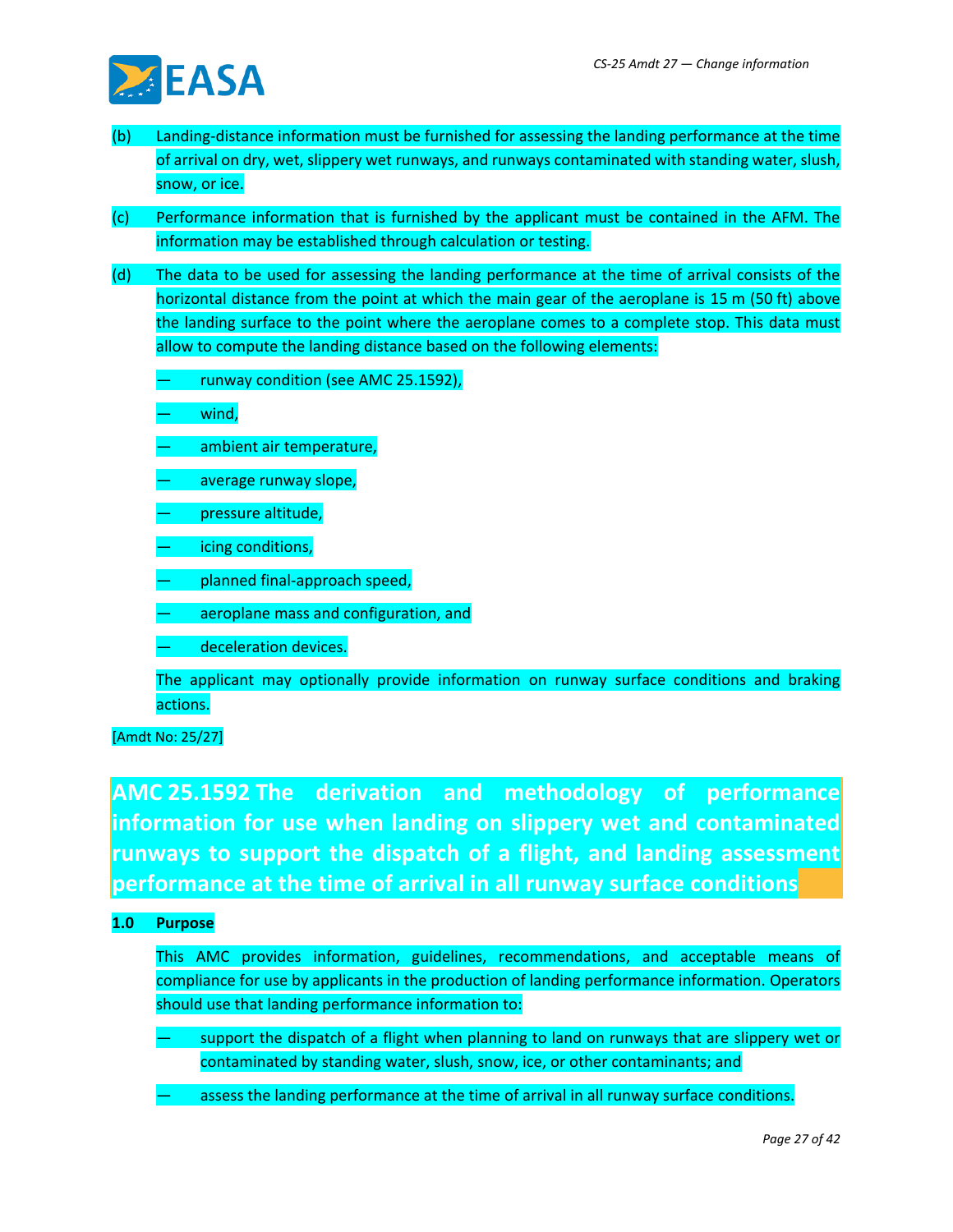(b) Landing-distance information must be furnished for assessing the landing performance at the time of arrival on dry, wet, slippery wet runways, and runways contaminated with standing water, slush, snow, or ice.

(c) Performance information that is furnished by the applicant must be contained in the AFM. The information may be established through calculation or testing.

(d) The data to be used for assessing the landing performance at the time of arrival consists of the horizontal distance from the point at which the main gear of the aeroplane is 15 m (50 ft) above the landing surface to the point where the aeroplane comes to a complete stop. This data must allow to compute the landing distance based on the following elements:

— runway condition (see AMC 25.1592),

— wind,

— ambient air temperature,

— average runway slope,

— pressure altitude,

— icing conditions,

— planned final-approach speed,

— aeroplane mass and configuration, and

— deceleration devices.

The applicant may optionally provide information on runway surface conditions and braking actions.

[Amdt No: 25/27]

# AMC 25.1592 The derivation and methodology of performance information for use when landing on slippery wet and contaminated runways to support the dispatch of a flight, and landing assessment performance at the time of arrival in all runway surface conditions

## 1.0 Purpose

This AMC provides information, guidelines, recommendations, and acceptable means of compliance for use by applicants in the production of landing performance information. Operators should use that landing performance information to:

— support the dispatch of a flight when planning to land on runways that are slippery wet or contaminated by standing water, slush, snow, ice, or other contaminants; and

— assess the landing performance at the time of arrival in all runway surface conditions.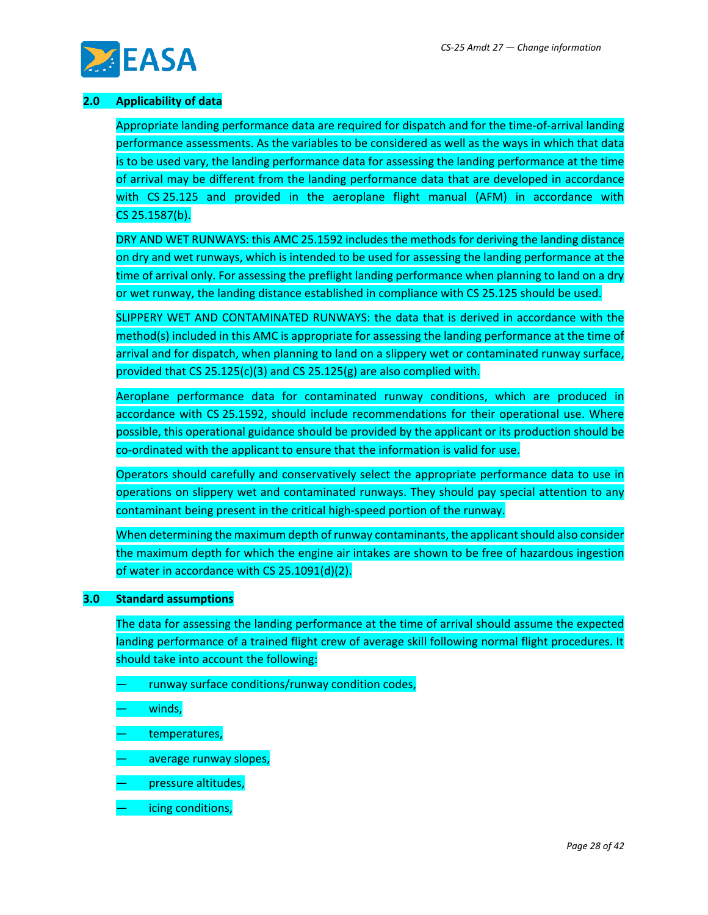## 2.0 Applicability of data

Appropriate landing performance data are required for dispatch and for the time-of-arrival landing performance assessments. As the variables to be considered as well as the ways in which that data is to be used vary, the landing performance data for assessing the landing performance at the time of arrival may be different from the landing performance data that are developed in accordance with CS 25.125 and provided in the aeroplane flight manual (AFM) in accordance with CS 25.1587(b).

DRY AND WET RUNWAYS: this AMC 25.1592 includes the methods for deriving the landing distance on dry and wet runways, which is intended to be used for assessing the landing performance at the time of arrival only. For assessing the preflight landing performance when planning to land on a dry or wet runway, the landing distance established in compliance with CS 25.125 should be used.

SLIPPERY WET AND CONTAMINATED RUNWAYS: the data that is derived in accordance with the method(s) included in this AMC is appropriate for assessing the landing performance at the time of arrival and for dispatch, when planning to land on a slippery wet or contaminated runway surface, provided that CS 25.125(c)(3) and CS 25.125(g) are also complied with.

Aeroplane performance data for contaminated runway conditions, which are produced in accordance with CS 25.1592, should include recommendations for their operational use. Where possible, this operational guidance should be provided by the applicant or its production should be co-ordinated with the applicant to ensure that the information is valid for use.

Operators should carefully and conservatively select the appropriate performance data to use in operations on slippery wet and contaminated runways. They should pay special attention to any contaminant being present in the critical high-speed portion of the runway.

When determining the maximum depth of runway contaminants, the applicant should also consider the maximum depth for which the engine air intakes are shown to be free of hazardous ingestion of water in accordance with CS 25.1091(d)(2).

## 3.0 Standard assumptions

The data for assessing the landing performance at the time of arrival should assume the expected landing performance of a trained flight crew of average skill following normal flight procedures. It should take into account the following:

- runway surface conditions/runway condition codes,
- winds,
- temperatures,
- average runway slopes,
- pressure altitudes,
- icing conditions,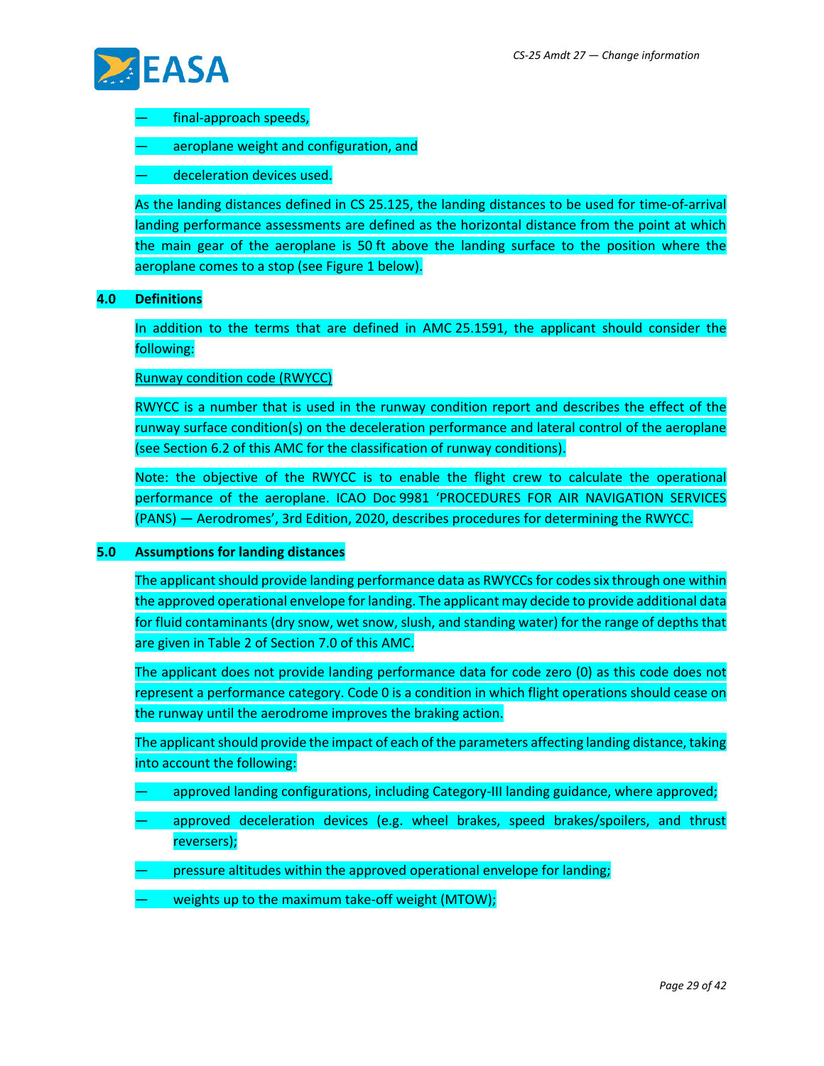- final-approach speeds,
- aeroplane weight and configuration, and
- deceleration devices used.

As the landing distances defined in CS 25.125, the landing distances to be used for time-of-arrival landing performance assessments are defined as the horizontal distance from the point at which the main gear of the aeroplane is 50 ft above the landing surface to the position where the aeroplane comes to a stop (see Figure 1 below).

## 4.0 Definitions

In addition to the terms that are defined in AMC 25.1591, the applicant should consider the following:

Runway condition code (RWYCC)

RWYCC is a number that is used in the runway condition report and describes the effect of the runway surface condition(s) on the deceleration performance and lateral control of the aeroplane (see Section 6.2 of this AMC for the classification of runway conditions).

Note: the objective of the RWYCC is to enable the flight crew to calculate the operational performance of the aeroplane. ICAO Doc 9981 'PROCEDURES FOR AIR NAVIGATION SERVICES (PANS) — Aerodromes', 3rd Edition, 2020, describes procedures for determining the RWYCC.

## 5.0 Assumptions for landing distances

The applicant should provide landing performance data as RWYCCs for codes six through one within the approved operational envelope for landing. The applicant may decide to provide additional data for fluid contaminants (dry snow, wet snow, slush, and standing water) for the range of depths that are given in Table 2 of Section 7.0 of this AMC.

The applicant does not provide landing performance data for code zero (0) as this code does not represent a performance category. Code 0 is a condition in which flight operations should cease on the runway until the aerodrome improves the braking action.

The applicant should provide the impact of each of the parameters affecting landing distance, taking into account the following:

- approved landing configurations, including Category-III landing guidance, where approved;
- approved deceleration devices (e.g. wheel brakes, speed brakes/spoilers, and thrust reversers);
- pressure altitudes within the approved operational envelope for landing;
- weights up to the maximum take-off weight (MTOW);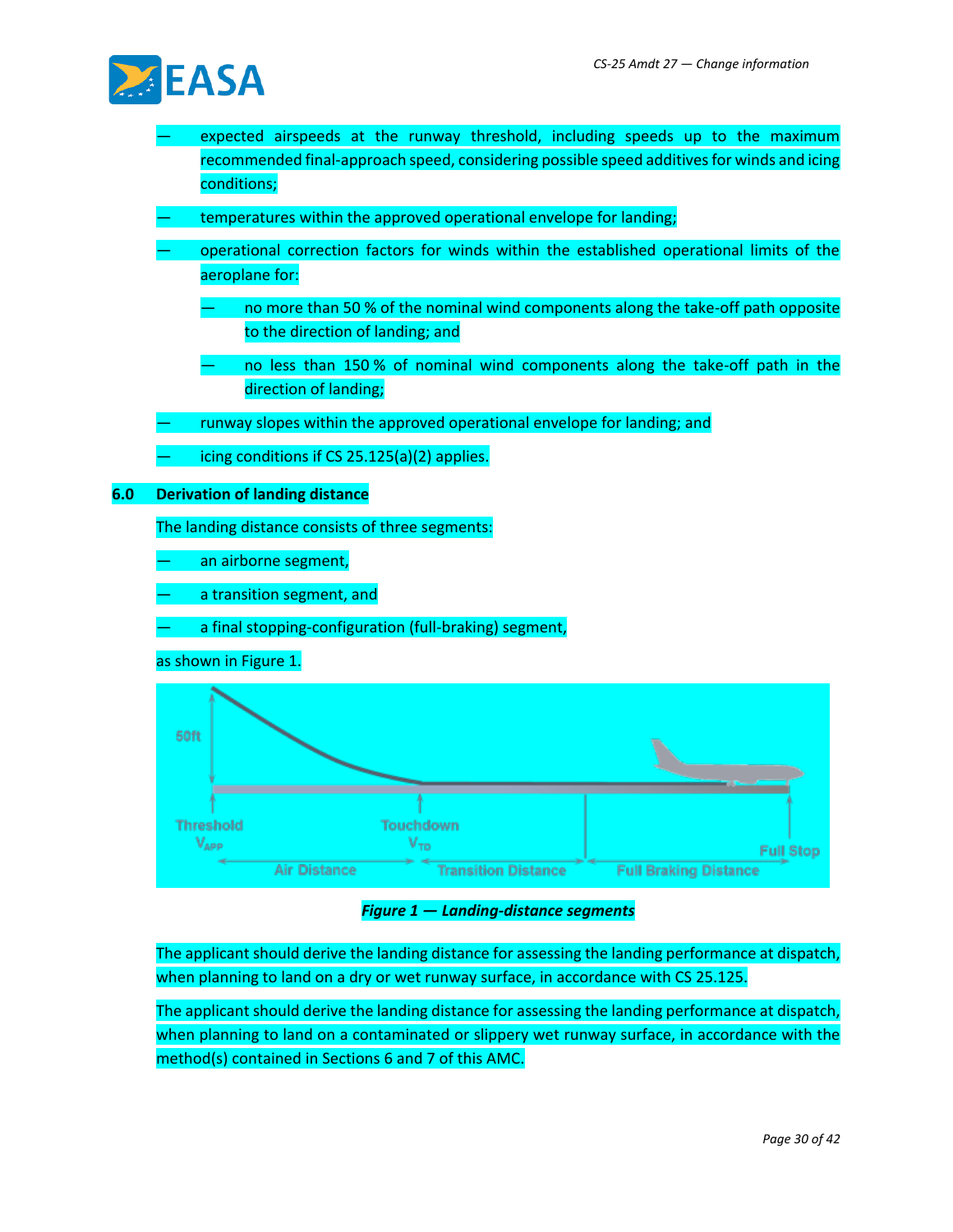- expected airspeeds at the runway threshold, including speeds up to the maximum recommended final-approach speed, considering possible speed additives for winds and icing conditions;
- temperatures within the approved operational envelope for landing;
- operational correction factors for winds within the established operational limits of the aeroplane for:
  - no more than 50 % of the nominal wind components along the take-off path opposite to the direction of landing; and
  - no less than 150 % of nominal wind components along the take-off path in the direction of landing;
- runway slopes within the approved operational envelope for landing; and
- icing conditions if CS 25.125(a)(2) applies.

**6.0 Derivation of landing distance**

The landing distance consists of three segments:

- an airborne segment,
- a transition segment, and
- a final stopping-configuration (full-braking) segment,

as shown in Figure 1.

*Figure 1 — Landing-distance segments*

The applicant should derive the landing distance for assessing the landing performance at dispatch, when planning to land on a dry or wet runway surface, in accordance with CS 25.125.

The applicant should derive the landing distance for assessing the landing performance at dispatch, when planning to land on a contaminated or slippery wet runway surface, in accordance with the method(s) contained in Sections 6 and 7 of this AMC.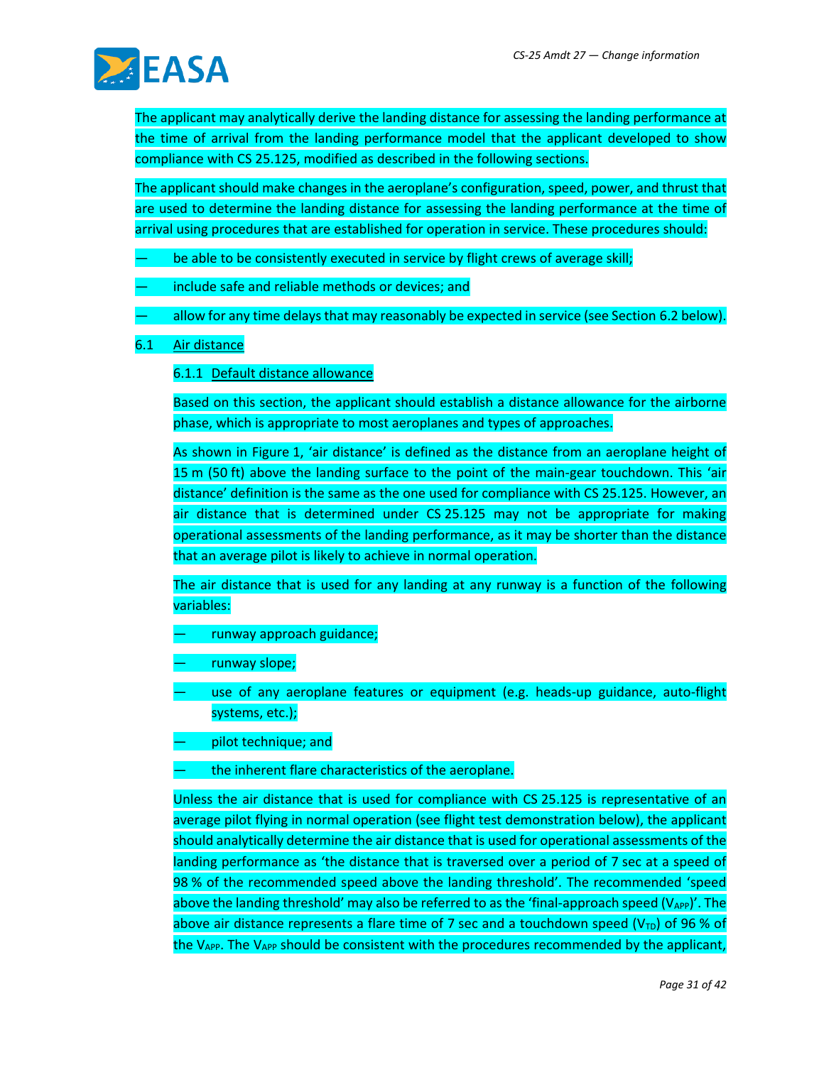The applicant may analytically derive the landing distance for assessing the landing performance at the time of arrival from the landing performance model that the applicant developed to show compliance with CS 25.125, modified as described in the following sections.

The applicant should make changes in the aeroplane's configuration, speed, power, and thrust that are used to determine the landing distance for assessing the landing performance at the time of arrival using procedures that are established for operation in service. These procedures should:

— be able to be consistently executed in service by flight crews of average skill;

— include safe and reliable methods or devices; and

— allow for any time delays that may reasonably be expected in service (see Section 6.2 below).

### 6.1 Air distance

#### 6.1.1 Default distance allowance

Based on this section, the applicant should establish a distance allowance for the airborne phase, which is appropriate to most aeroplanes and types of approaches.

As shown in Figure 1, 'air distance' is defined as the distance from an aeroplane height of 15 m (50 ft) above the landing surface to the point of the main-gear touchdown. This 'air distance' definition is the same as the one used for compliance with CS 25.125. However, an air distance that is determined under CS 25.125 may not be appropriate for making operational assessments of the landing performance, as it may be shorter than the distance that an average pilot is likely to achieve in normal operation.

The air distance that is used for any landing at any runway is a function of the following variables:

— runway approach guidance;

— runway slope;

— use of any aeroplane features or equipment (e.g. heads-up guidance, auto-flight systems, etc.);

— pilot technique; and

— the inherent flare characteristics of the aeroplane.

Unless the air distance that is used for compliance with CS 25.125 is representative of an average pilot flying in normal operation (see flight test demonstration below), the applicant should analytically determine the air distance that is used for operational assessments of the landing performance as 'the distance that is traversed over a period of 7 sec at a speed of 98 % of the recommended speed above the landing threshold'. The recommended 'speed above the landing threshold' may also be referred to as the 'final-approach speed ($V_{APP}$)'. The above air distance represents a flare time of 7 sec and a touchdown speed ($V_{TD}$) of 96 % of the $V_{APP}$. The $V_{APP}$ should be consistent with the procedures recommended by the applicant,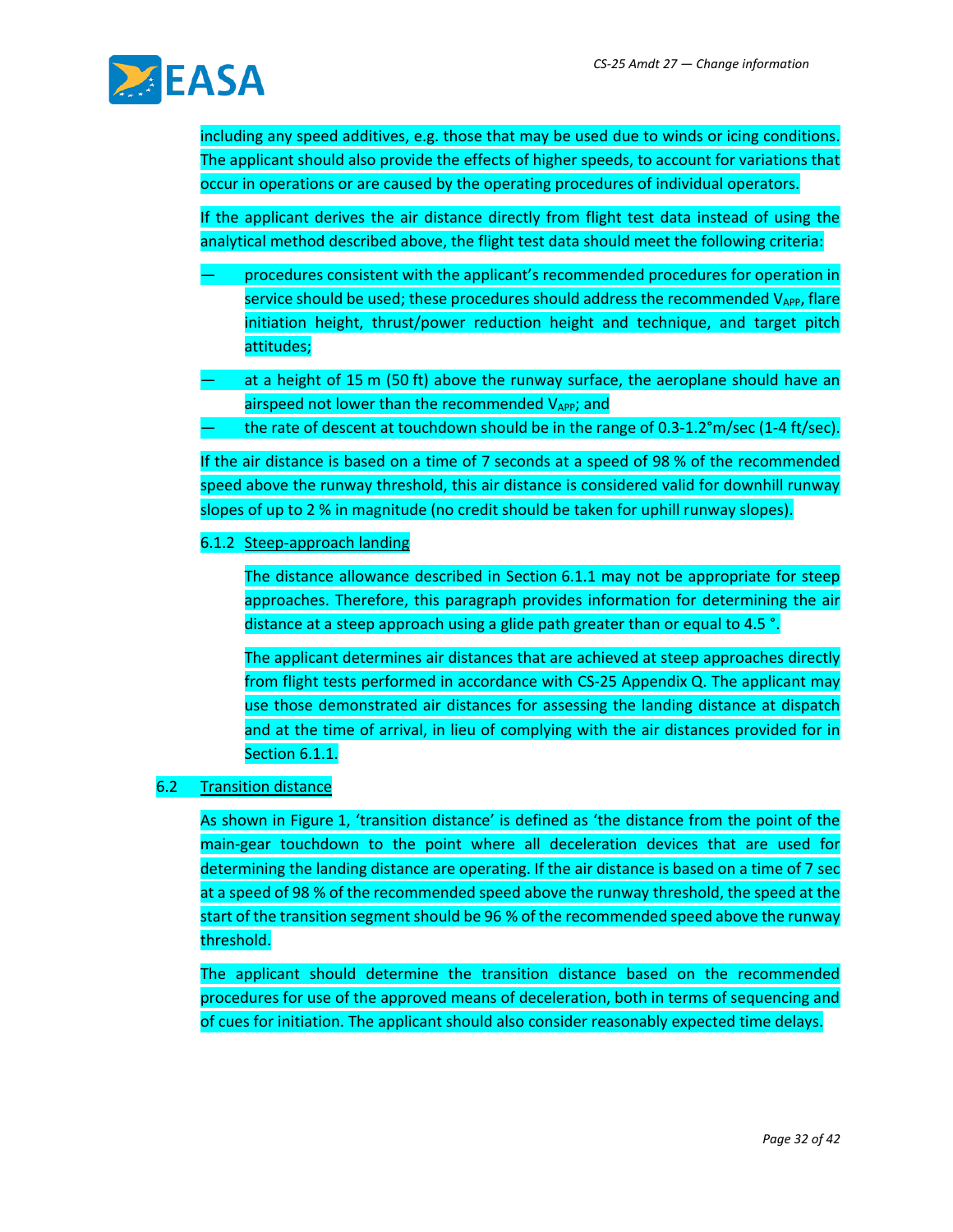including any speed additives, e.g. those that may be used due to winds or icing conditions. The applicant should also provide the effects of higher speeds, to account for variations that occur in operations or are caused by the operating procedures of individual operators.

If the applicant derives the air distance directly from flight test data instead of using the analytical method described above, the flight test data should meet the following criteria:

— procedures consistent with the applicant's recommended procedures for operation in service should be used; these procedures should address the recommended $V_{APP}$, flare initiation height, thrust/power reduction height and technique, and target pitch attitudes;

— at a height of 15 m (50 ft) above the runway surface, the aeroplane should have an airspeed not lower than the recommended $V_{APP}$; and

— the rate of descent at touchdown should be in the range of 0.3-1.2°m/sec (1-4 ft/sec).

If the air distance is based on a time of 7 seconds at a speed of 98 % of the recommended speed above the runway threshold, this air distance is considered valid for downhill runway slopes of up to 2 % in magnitude (no credit should be taken for uphill runway slopes).

6.1.2 Steep-approach landing

The distance allowance described in Section 6.1.1 may not be appropriate for steep approaches. Therefore, this paragraph provides information for determining the air distance at a steep approach using a glide path greater than or equal to 4.5 °.

The applicant determines air distances that are achieved at steep approaches directly from flight tests performed in accordance with CS-25 Appendix Q. The applicant may use those demonstrated air distances for assessing the landing distance at dispatch and at the time of arrival, in lieu of complying with the air distances provided for in Section 6.1.1.

## 6.2 Transition distance

As shown in Figure 1, 'transition distance' is defined as 'the distance from the point of the main-gear touchdown to the point where all deceleration devices that are used for determining the landing distance are operating. If the air distance is based on a time of 7 sec at a speed of 98 % of the recommended speed above the runway threshold, the speed at the start of the transition segment should be 96 % of the recommended speed above the runway threshold.

The applicant should determine the transition distance based on the recommended procedures for use of the approved means of deceleration, both in terms of sequencing and of cues for initiation. The applicant should also consider reasonably expected time delays.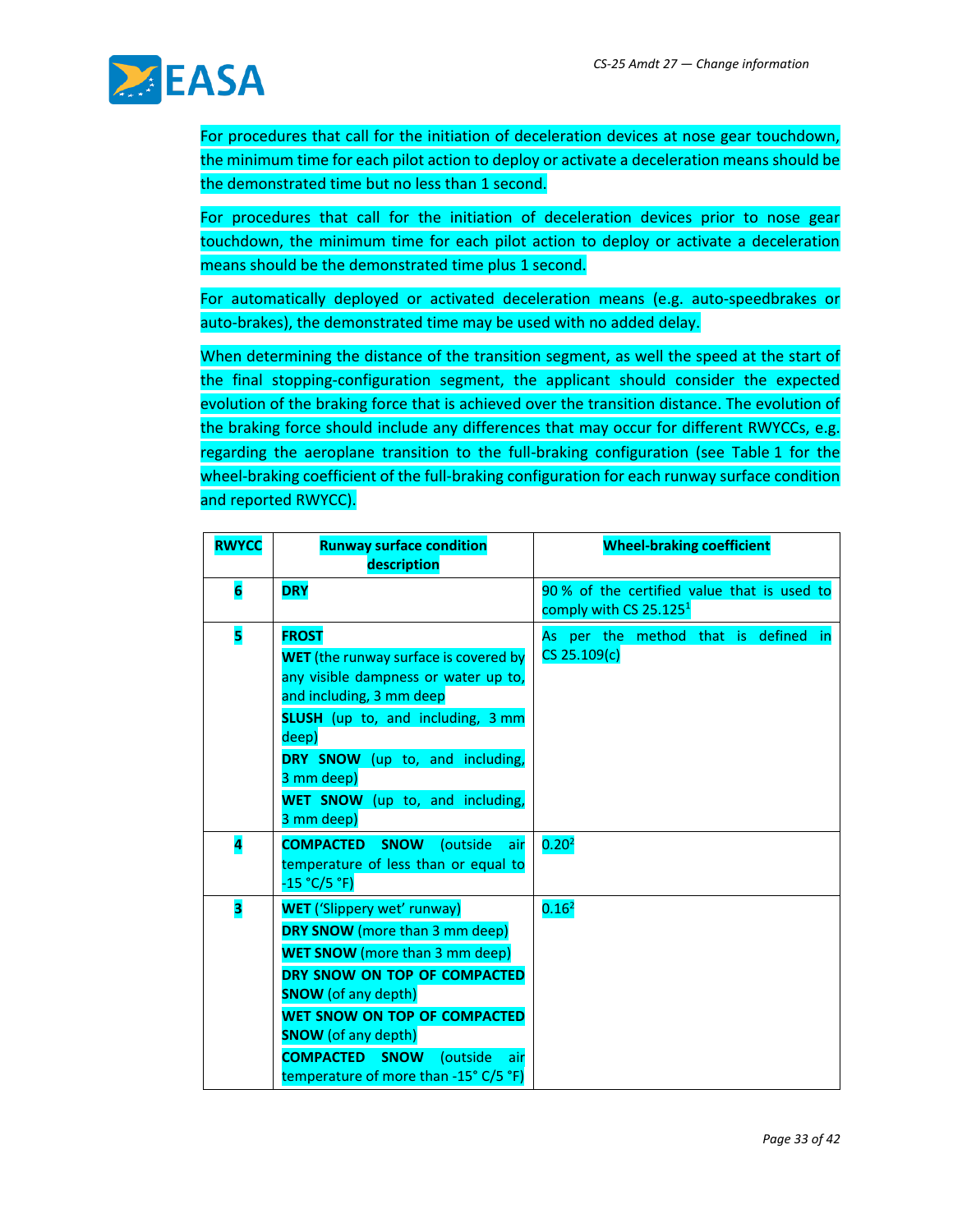For procedures that call for the initiation of deceleration devices at nose gear touchdown, the minimum time for each pilot action to deploy or activate a deceleration means should be the demonstrated time but no less than 1 second.

For procedures that call for the initiation of deceleration devices prior to nose gear touchdown, the minimum time for each pilot action to deploy or activate a deceleration means should be the demonstrated time plus 1 second.

For automatically deployed or activated deceleration means (e.g. auto-speedbrakes or auto-brakes), the demonstrated time may be used with no added delay.

When determining the distance of the transition segment, as well the speed at the start of the final stopping-configuration segment, the applicant should consider the expected evolution of the braking force that is achieved over the transition distance. The evolution of the braking force should include any differences that may occur for different RWYCCs, e.g. regarding the aeroplane transition to the full-braking configuration (see Table 1 for the wheel-braking coefficient of the full-braking configuration for each runway surface condition and reported RWYCC).

| **RWYCC** | **Runway surface condition description** | **Wheel-braking coefficient** |
|---|---|---|
| **6** | **DRY** | 90 % of the certified value that is used to comply with CS 25.125[1] |
| **5** | **FROST**<br>**WET** (the runway surface is covered by any visible dampness or water up to, and including, 3 mm deep<br>**SLUSH** (up to, and including, 3 mm deep)<br>**DRY SNOW** (up to, and including, 3 mm deep)<br>**WET SNOW** (up to, and including, 3 mm deep) | As per the method that is defined in CS 25.109(c) |
| **4** | **COMPACTED SNOW** (outside air temperature of less than or equal to -15 °C/5 °F) | 0.20[2] |
| **3** | **WET** ('Slippery wet' runway)<br>**DRY SNOW** (more than 3 mm deep)<br>**WET SNOW** (more than 3 mm deep)<br>**DRY SNOW ON TOP OF COMPACTED SNOW** (of any depth)<br>**WET SNOW ON TOP OF COMPACTED SNOW** (of any depth)<br>**COMPACTED SNOW** (outside air temperature of more than -15° C/5 °F) | 0.16[2] |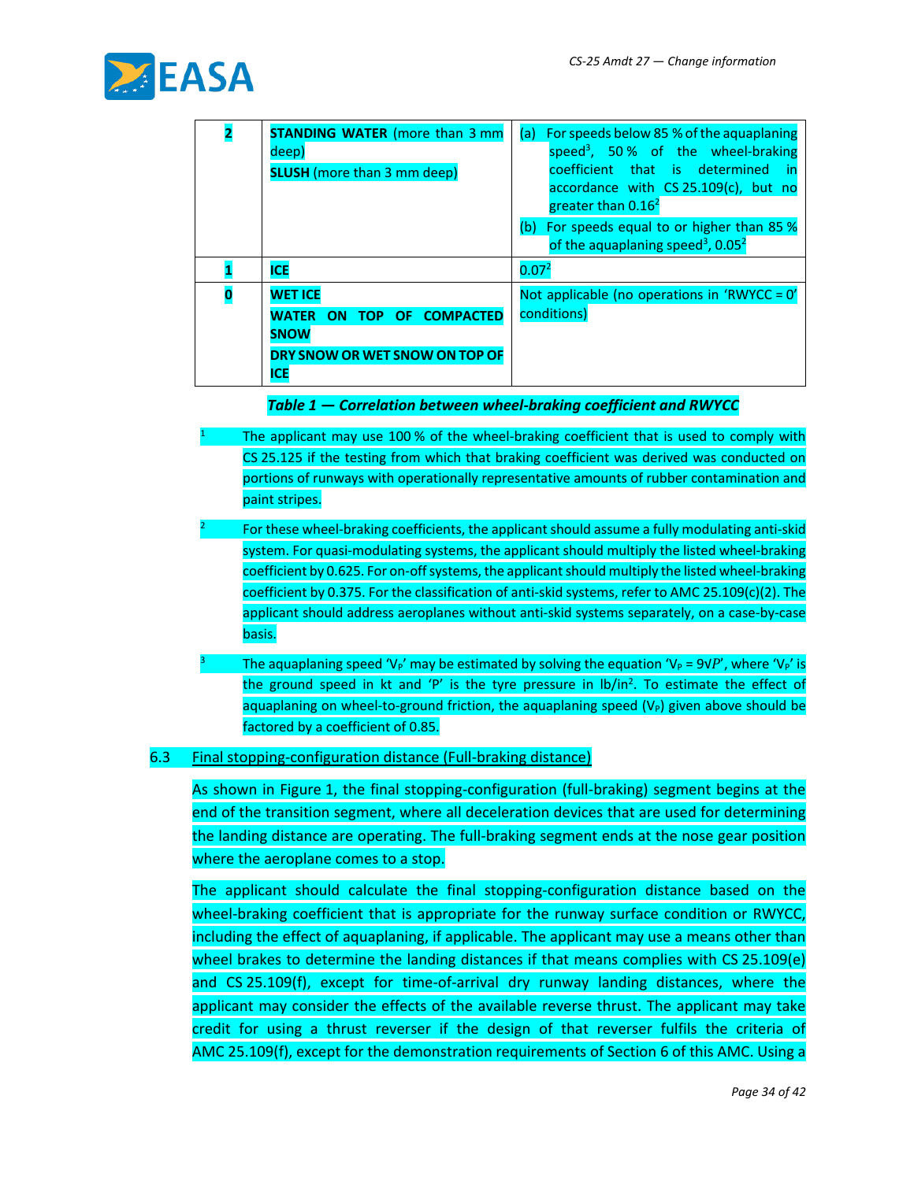| 2 | **STANDING WATER** (more than 3 mm deep)<br>**SLUSH** (more than 3 mm deep) | (a) For speeds below 85 % of the aquaplaning speed[3], 50 % of the wheel-braking coefficient that is determined in accordance with CS 25.109(c), but no greater than 0.16[2]<br>(b) For speeds equal to or higher than 85 % of the aquaplaning speed[3], 0.05[2] |
|---|---|---|
| 1 | **ICE** | 0.07[2] |
| 0 | **WET ICE**<br>**WATER ON TOP OF COMPACTED SNOW**<br>**DRY SNOW OR WET SNOW ON TOP OF ICE** | Not applicable (no operations in 'RWYCC = 0' conditions) |

***Table 1 — Correlation between wheel-braking coefficient and RWYCC***

[1] The applicant may use 100 % of the wheel-braking coefficient that is used to comply with CS 25.125 if the testing from which that braking coefficient was derived was conducted on portions of runways with operationally representative amounts of rubber contamination and paint stripes.

[2] For these wheel-braking coefficients, the applicant should assume a fully modulating anti-skid system. For quasi-modulating systems, the applicant should multiply the listed wheel-braking coefficient by 0.625. For on-off systems, the applicant should multiply the listed wheel-braking coefficient by 0.375. For the classification of anti-skid systems, refer to AMC 25.109(c)(2). The applicant should address aeroplanes without anti-skid systems separately, on a case-by-case basis.

[3] The aquaplaning speed '$V_P$' may be estimated by solving the equation '$V_P = 9\sqrt{P}$', where '$V_P$' is the ground speed in kt and '$P$' is the tyre pressure in lb/in$^2$. To estimate the effect of aquaplaning on wheel-to-ground friction, the aquaplaning speed ($V_P$) given above should be factored by a coefficient of 0.85.

6.3 Final stopping-configuration distance (Full-braking distance)

As shown in Figure 1, the final stopping-configuration (full-braking) segment begins at the end of the transition segment, where all deceleration devices that are used for determining the landing distance are operating. The full-braking segment ends at the nose gear position where the aeroplane comes to a stop.

The applicant should calculate the final stopping-configuration distance based on the wheel-braking coefficient that is appropriate for the runway surface condition or RWYCC, including the effect of aquaplaning, if applicable. The applicant may use a means other than wheel brakes to determine the landing distances if that means complies with CS 25.109(e) and CS 25.109(f), except for time-of-arrival dry runway landing distances, where the applicant may consider the effects of the available reverse thrust. The applicant may take credit for using a thrust reverser if the design of that reverser fulfils the criteria of AMC 25.109(f), except for the demonstration requirements of Section 6 of this AMC. Using a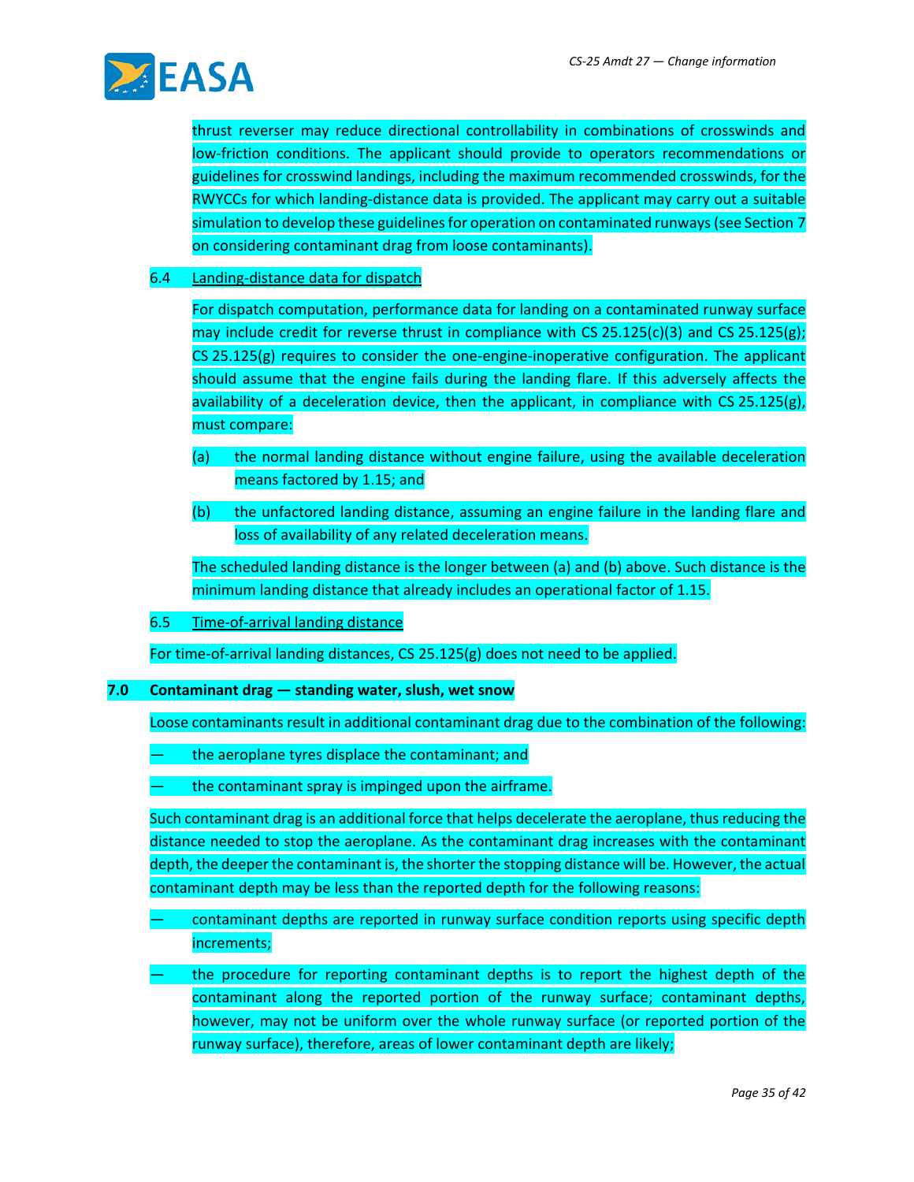thrust reverser may reduce directional controllability in combinations of crosswinds and low-friction conditions. The applicant should provide to operators recommendations or guidelines for crosswind landings, including the maximum recommended crosswinds, for the RWYCCs for which landing-distance data is provided. The applicant may carry out a suitable simulation to develop these guidelines for operation on contaminated runways (see Section 7 on considering contaminant drag from loose contaminants).

6.4 Landing-distance data for dispatch

For dispatch computation, performance data for landing on a contaminated runway surface may include credit for reverse thrust in compliance with CS 25.125(c)(3) and CS 25.125(g); CS 25.125(g) requires to consider the one-engine-inoperative configuration. The applicant should assume that the engine fails during the landing flare. If this adversely affects the availability of a deceleration device, then the applicant, in compliance with CS 25.125(g), must compare:

(a) the normal landing distance without engine failure, using the available deceleration means factored by 1.15; and

(b) the unfactored landing distance, assuming an engine failure in the landing flare and loss of availability of any related deceleration means.

The scheduled landing distance is the longer between (a) and (b) above. Such distance is the minimum landing distance that already includes an operational factor of 1.15.

6.5 Time-of-arrival landing distance

For time-of-arrival landing distances, CS 25.125(g) does not need to be applied.

**7.0 Contaminant drag — standing water, slush, wet snow**

Loose contaminants result in additional contaminant drag due to the combination of the following:

— the aeroplane tyres displace the contaminant; and

— the contaminant spray is impinged upon the airframe.

Such contaminant drag is an additional force that helps decelerate the aeroplane, thus reducing the distance needed to stop the aeroplane. As the contaminant drag increases with the contaminant depth, the deeper the contaminant is, the shorter the stopping distance will be. However, the actual contaminant depth may be less than the reported depth for the following reasons:

— contaminant depths are reported in runway surface condition reports using specific depth increments;

— the procedure for reporting contaminant depths is to report the highest depth of the contaminant along the reported portion of the runway surface; contaminant depths, however, may not be uniform over the whole runway surface (or reported portion of the runway surface), therefore, areas of lower contaminant depth are likely;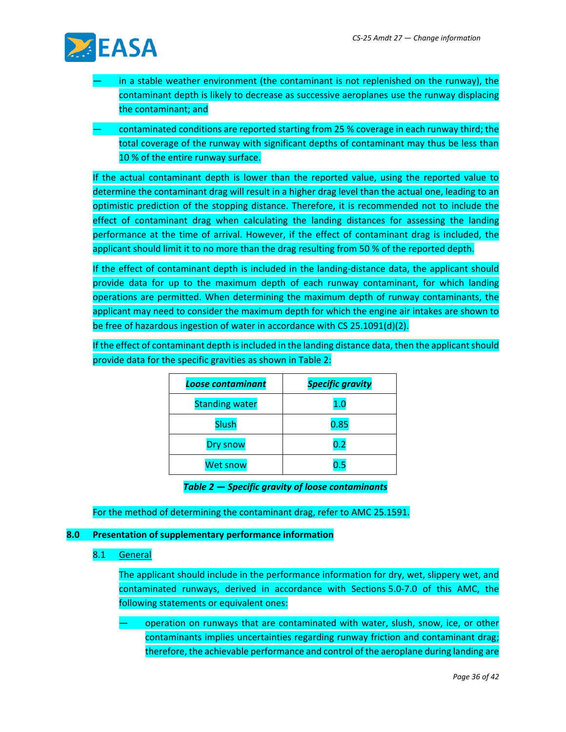— in a stable weather environment (the contaminant is not replenished on the runway), the contaminant depth is likely to decrease as successive aeroplanes use the runway displacing the contaminant; and

— contaminated conditions are reported starting from 25 % coverage in each runway third; the total coverage of the runway with significant depths of contaminant may thus be less than 10 % of the entire runway surface.

If the actual contaminant depth is lower than the reported value, using the reported value to determine the contaminant drag will result in a higher drag level than the actual one, leading to an optimistic prediction of the stopping distance. Therefore, it is recommended not to include the effect of contaminant drag when calculating the landing distances for assessing the landing performance at the time of arrival. However, if the effect of contaminant drag is included, the applicant should limit it to no more than the drag resulting from 50 % of the reported depth.

If the effect of contaminant depth is included in the landing-distance data, the applicant should provide data for up to the maximum depth of each runway contaminant, for which landing operations are permitted. When determining the maximum depth of runway contaminants, the applicant may need to consider the maximum depth for which the engine air intakes are shown to be free of hazardous ingestion of water in accordance with CS 25.1091(d)(2).

If the effect of contaminant depth is included in the landing distance data, then the applicant should provide data for the specific gravities as shown in Table 2:

| ***Loose contaminant*** | ***Specific gravity*** |
|---|---|
| Standing water | 1.0 |
| Slush | 0.85 |
| Dry snow | 0.2 |
| Wet snow | 0.5 |

***Table 2 — Specific gravity of loose contaminants***

For the method of determining the contaminant drag, refer to AMC 25.1591.

## 8.0 Presentation of supplementary performance information

### 8.1 General

The applicant should include in the performance information for dry, wet, slippery wet, and contaminated runways, derived in accordance with Sections 5.0-7.0 of this AMC, the following statements or equivalent ones:

— operation on runways that are contaminated with water, slush, snow, ice, or other contaminants implies uncertainties regarding runway friction and contaminant drag; therefore, the achievable performance and control of the aeroplane during landing are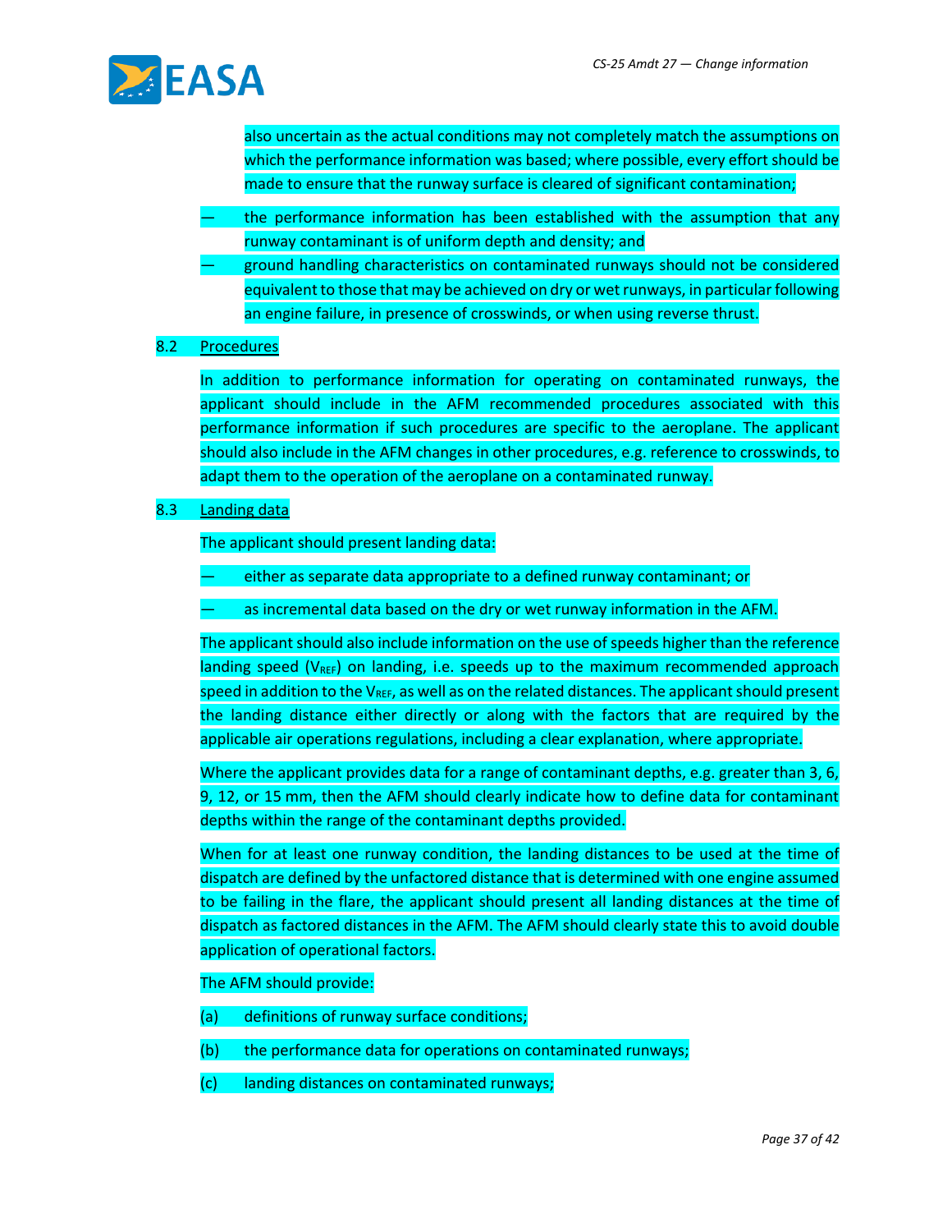also uncertain as the actual conditions may not completely match the assumptions on which the performance information was based; where possible, every effort should be made to ensure that the runway surface is cleared of significant contamination;

— the performance information has been established with the assumption that any runway contaminant is of uniform depth and density; and

— ground handling characteristics on contaminated runways should not be considered equivalent to those that may be achieved on dry or wet runways, in particular following an engine failure, in presence of crosswinds, or when using reverse thrust.

8.2 Procedures

In addition to performance information for operating on contaminated runways, the applicant should include in the AFM recommended procedures associated with this performance information if such procedures are specific to the aeroplane. The applicant should also include in the AFM changes in other procedures, e.g. reference to crosswinds, to adapt them to the operation of the aeroplane on a contaminated runway.

8.3 Landing data

The applicant should present landing data:

— either as separate data appropriate to a defined runway contaminant; or

— as incremental data based on the dry or wet runway information in the AFM.

The applicant should also include information on the use of speeds higher than the reference landing speed ($V_{REF}$) on landing, i.e. speeds up to the maximum recommended approach speed in addition to the $V_{REF}$, as well as on the related distances. The applicant should present the landing distance either directly or along with the factors that are required by the applicable air operations regulations, including a clear explanation, where appropriate.

Where the applicant provides data for a range of contaminant depths, e.g. greater than 3, 6, 9, 12, or 15 mm, then the AFM should clearly indicate how to define data for contaminant depths within the range of the contaminant depths provided.

When for at least one runway condition, the landing distances to be used at the time of dispatch are defined by the unfactored distance that is determined with one engine assumed to be failing in the flare, the applicant should present all landing distances at the time of dispatch as factored distances in the AFM. The AFM should clearly state this to avoid double application of operational factors.

The AFM should provide:

(a) definitions of runway surface conditions;

(b) the performance data for operations on contaminated runways;

(c) landing distances on contaminated runways;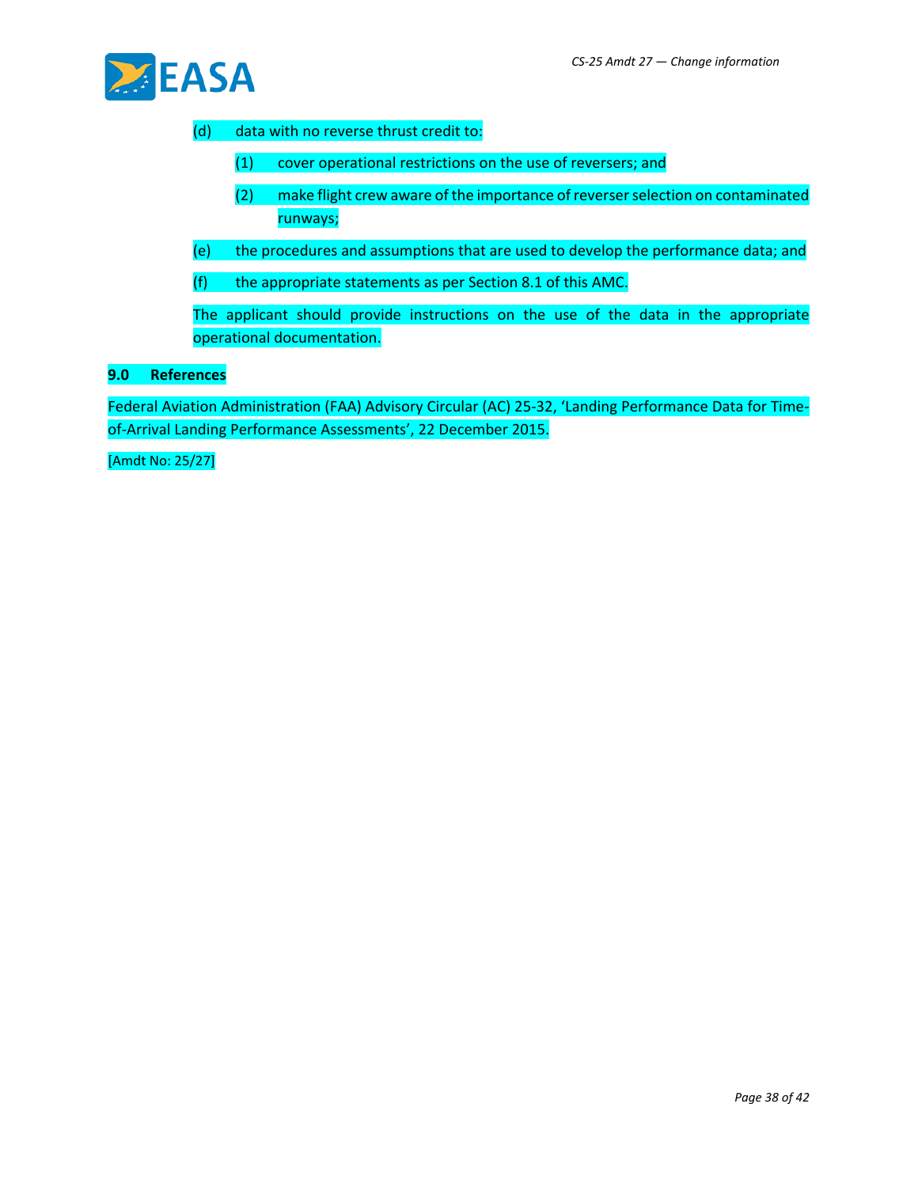(d) data with no reverse thrust credit to:

    (1) cover operational restrictions on the use of reversers; and

    (2) make flight crew aware of the importance of reverser selection on contaminated runways;

(e) the procedures and assumptions that are used to develop the performance data; and

(f) the appropriate statements as per Section 8.1 of this AMC.

The applicant should provide instructions on the use of the data in the appropriate operational documentation.

**9.0 References**

Federal Aviation Administration (FAA) Advisory Circular (AC) 25-32, 'Landing Performance Data for Time-of-Arrival Landing Performance Assessments', 22 December 2015.

[Amdt No: 25/27]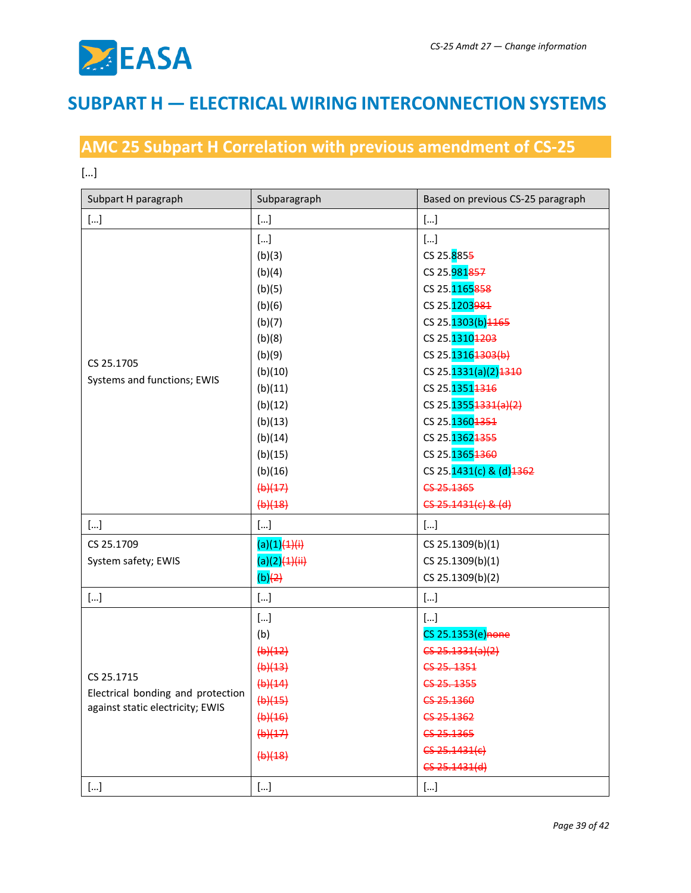# SUBPART H — ELECTRICAL WIRING INTERCONNECTION SYSTEMS

## AMC 25 Subpart H Correlation with previous amendment of CS-25

[…]

| Subpart H paragraph | Subparagraph | Based on previous CS-25 paragraph |
|---|---|---|
| […] | […] | […] |
| CS 25.1705<br>Systems and functions; EWIS | […]<br>(b)(3)<br>(b)(4)<br>(b)(5)<br>(b)(6)<br>(b)(7)<br>(b)(8)<br>(b)(9)<br>(b)(10)<br>(b)(11)<br>(b)(12)<br>(b)(13)<br>(b)(14)<br>(b)(15)<br>(b)(16)<br>~~(b)(17)~~<br>~~(b)(18)~~ | […]<br>CS 25.885~~5~~<br>CS 25.981~~857~~<br>CS 25.1165~~858~~<br>CS 25.1203~~981~~<br>CS 25.1303(b)~~1165~~<br>CS 25.1310~~1203~~<br>CS 25.1316~~1303(b)~~<br>CS 25.1331(a)(2)~~1310~~<br>CS 25.1351~~1316~~<br>CS 25.1355~~1331(a)(2)~~<br>CS 25.1360~~1351~~<br>CS 25.1362~~1355~~<br>CS 25.1365~~1360~~<br>CS 25.1431(c) & (d)~~1362~~<br>~~CS 25.1365~~<br>~~CS 25.1431(c) & (d)~~ |
| […] | […] | […] |
| CS 25.1709<br>System safety; EWIS | (a)(1)~~(1)(i)~~<br>(a)(2)~~(1)(ii)~~<br>(b)~~(2)~~ | CS 25.1309(b)(1)<br>CS 25.1309(b)(1)<br>CS 25.1309(b)(2) |
| […] | […] | […] |
| CS 25.1715<br>Electrical bonding and protection against static electricity; EWIS | […]<br>(b)<br>~~(b)(12)~~<br>~~(b)(13)~~<br>~~(b)(14)~~<br>~~(b)(15)~~<br>~~(b)(16)~~<br>~~(b)(17)~~<br>~~(b)(18)~~ | […]<br>CS 25.1353(e)~~none~~<br>~~CS 25.1331(a)(2)~~<br>~~CS 25. 1351~~<br>~~CS 25. 1355~~<br>~~CS 25.1360~~<br>~~CS 25.1362~~<br>~~CS 25.1365~~<br>~~CS 25.1431(c)~~<br>~~CS 25.1431(d)~~ |
| […] | […] | […] |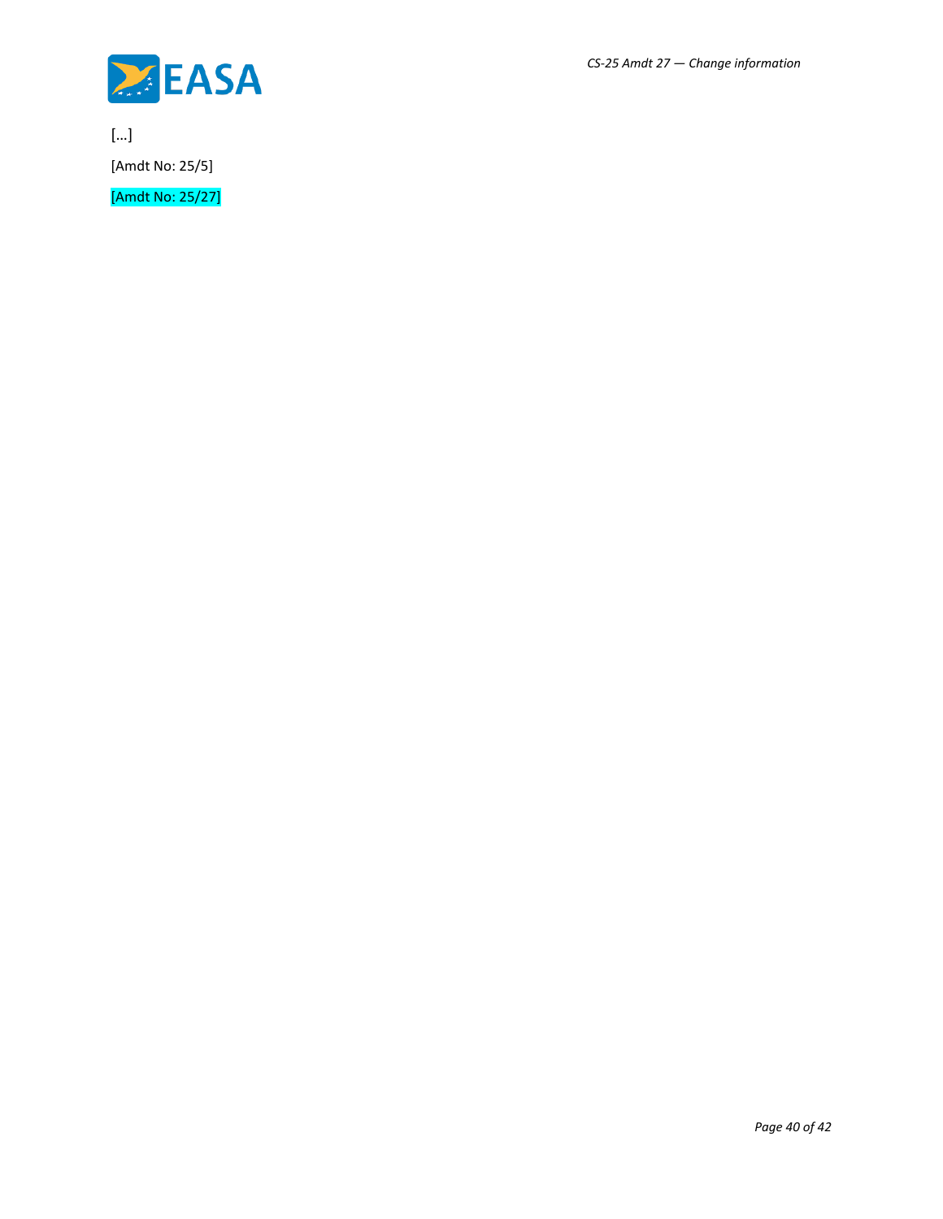[…]

[Amdt No: 25/5]

[Amdt No: 25/27]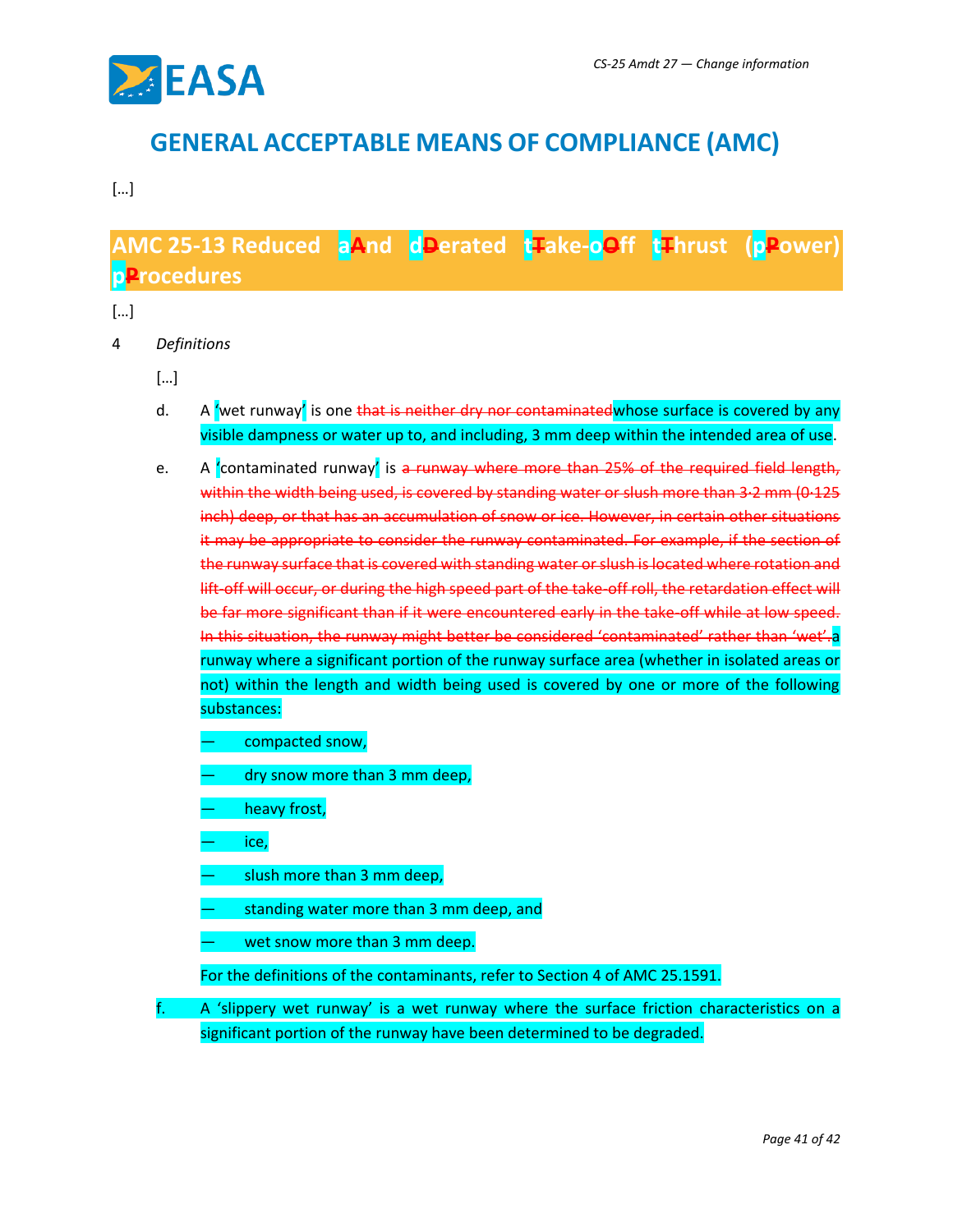# GENERAL ACCEPTABLE MEANS OF COMPLIANCE (AMC)

[…]

## AMC 25-13 Reduced a~~A~~nd d~~D~~erated t~~T~~ake-o~~O~~ff t~~T~~hrust (p~~P~~ower) p~~P~~rocedures

[…]

4 *Definitions*

[…]

d. A 'wet runway' is one ~~that is neither dry nor contaminated~~whose surface is covered by any visible dampness or water up to, and including, 3 mm deep within the intended area of use.

e. A 'contaminated runway' is ~~a runway where more than 25% of the required field length, within the width being used, is covered by standing water or slush more than 3·2 mm (0·125 inch) deep, or that has an accumulation of snow or ice. However, in certain other situations it may be appropriate to consider the runway contaminated. For example, if the section of the runway surface that is covered with standing water or slush is located where rotation and lift-off will occur, or during the high speed part of the take-off roll, the retardation effect will be far more significant than if it were encountered early in the take-off while at low speed. In this situation, the runway might better be considered 'contaminated' rather than 'wet'.~~a runway where a significant portion of the runway surface area (whether in isolated areas or not) within the length and width being used is covered by one or more of the following substances:

— compacted snow,

— dry snow more than 3 mm deep,

— heavy frost,

— ice,

— slush more than 3 mm deep,

— standing water more than 3 mm deep, and

— wet snow more than 3 mm deep.

For the definitions of the contaminants, refer to Section 4 of AMC 25.1591.

f. A 'slippery wet runway' is a wet runway where the surface friction characteristics on a significant portion of the runway have been determined to be degraded.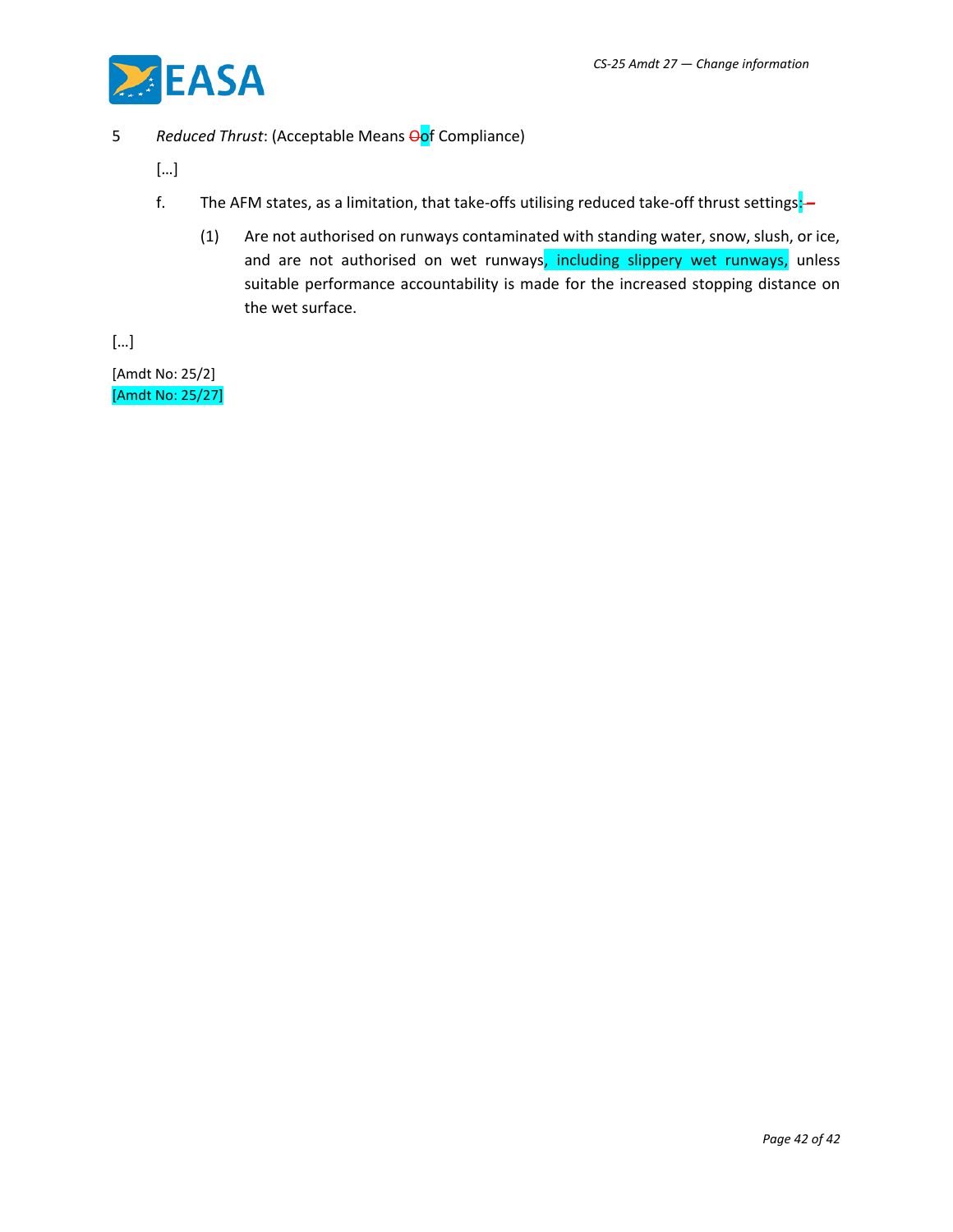5 *Reduced Thrust*: (Acceptable Means Oof Compliance)

[…]

f. The AFM states, as a limitation, that take-offs utilising reduced take-off thrust settings: –

(1) Are not authorised on runways contaminated with standing water, snow, slush, or ice, and are not authorised on wet runways, including slippery wet runways, unless suitable performance accountability is made for the increased stopping distance on the wet surface.

[…]

[Amdt No: 25/2]
[Amdt No: 25/27]